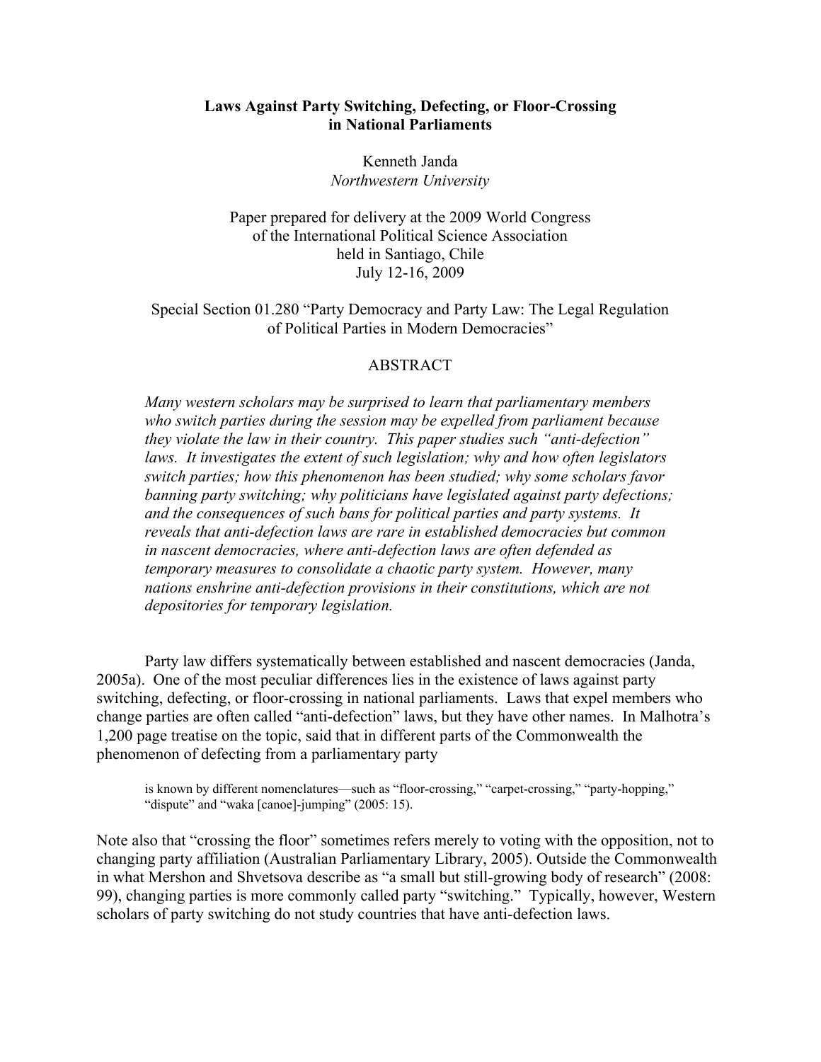# Laws Against Party Switching, Defecting, or Floor-Crossing in National Parliaments

Kenneth Janda
*Northwestern University*

Paper prepared for delivery at the 2009 World Congress
of the International Political Science Association
held in Santiago, Chile
July 12-16, 2009

Special Section 01.280 "Party Democracy and Party Law: The Legal Regulation of Political Parties in Modern Democracies"

## ABSTRACT

*Many western scholars may be surprised to learn that parliamentary members who switch parties during the session may be expelled from parliament because they violate the law in their country. This paper studies such "anti-defection" laws. It investigates the extent of such legislation; why and how often legislators switch parties; how this phenomenon has been studied; why some scholars favor banning party switching; why politicians have legislated against party defections; and the consequences of such bans for political parties and party systems. It reveals that anti-defection laws are rare in established democracies but common in nascent democracies, where anti-defection laws are often defended as temporary measures to consolidate a chaotic party system. However, many nations enshrine anti-defection provisions in their constitutions, which are not depositories for temporary legislation.*

Party law differs systematically between established and nascent democracies (Janda, 2005a). One of the most peculiar differences lies in the existence of laws against party switching, defecting, or floor-crossing in national parliaments. Laws that expel members who change parties are often called "anti-defection" laws, but they have other names. In Malhotra's 1,200 page treatise on the topic, said that in different parts of the Commonwealth the phenomenon of defecting from a parliamentary party

> is known by different nomenclatures—such as "floor-crossing," "carpet-crossing," "party-hopping," "dispute" and "waka [canoe]-jumping" (2005: 15).

Note also that "crossing the floor" sometimes refers merely to voting with the opposition, not to changing party affiliation (Australian Parliamentary Library, 2005). Outside the Commonwealth in what Mershon and Shvetsova describe as "a small but still-growing body of research" (2008: 99), changing parties is more commonly called party "switching." Typically, however, Western scholars of party switching do not study countries that have anti-defection laws.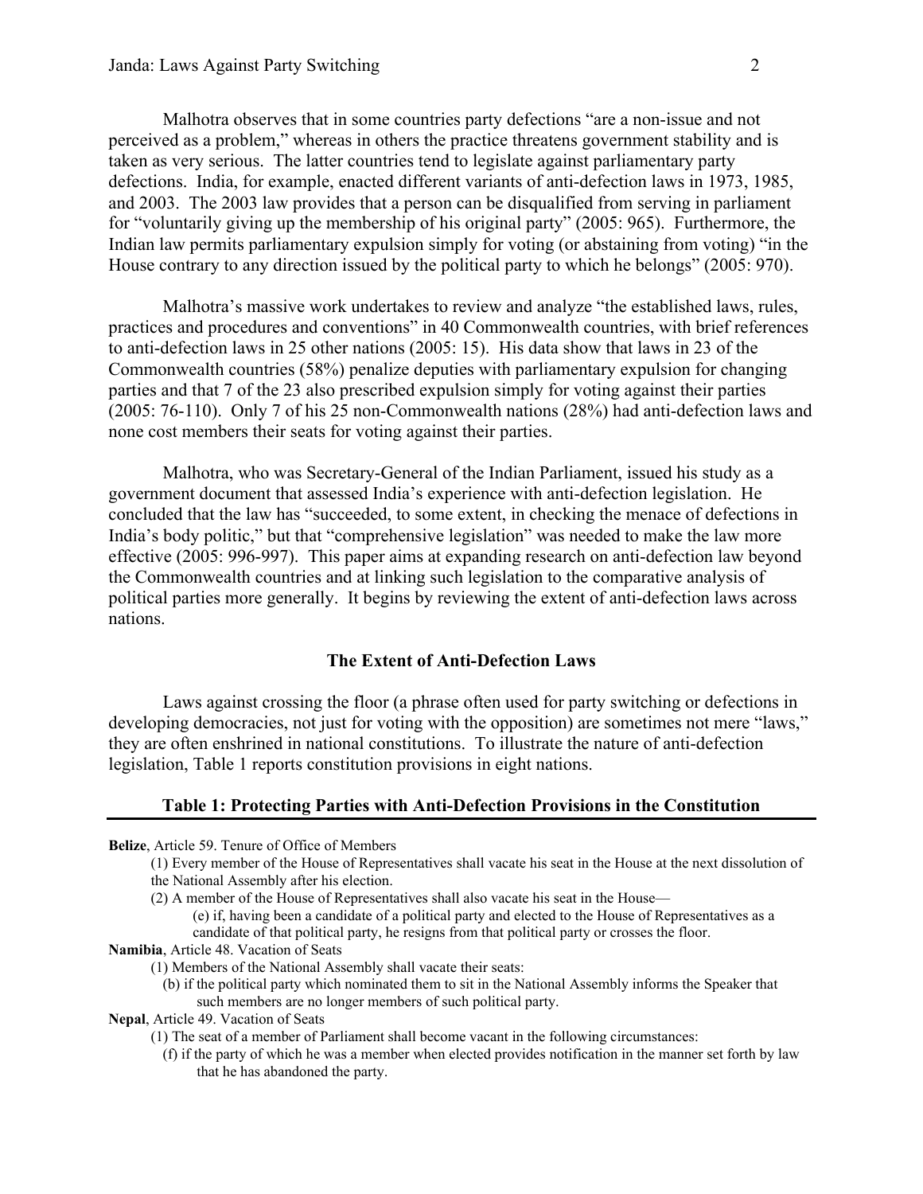Malhotra observes that in some countries party defections "are a non-issue and not perceived as a problem," whereas in others the practice threatens government stability and is taken as very serious. The latter countries tend to legislate against parliamentary party defections. India, for example, enacted different variants of anti-defection laws in 1973, 1985, and 2003. The 2003 law provides that a person can be disqualified from serving in parliament for "voluntarily giving up the membership of his original party" (2005: 965). Furthermore, the Indian law permits parliamentary expulsion simply for voting (or abstaining from voting) "in the House contrary to any direction issued by the political party to which he belongs" (2005: 970).

Malhotra's massive work undertakes to review and analyze "the established laws, rules, practices and procedures and conventions" in 40 Commonwealth countries, with brief references to anti-defection laws in 25 other nations (2005: 15). His data show that laws in 23 of the Commonwealth countries (58%) penalize deputies with parliamentary expulsion for changing parties and that 7 of the 23 also prescribed expulsion simply for voting against their parties (2005: 76-110). Only 7 of his 25 non-Commonwealth nations (28%) had anti-defection laws and none cost members their seats for voting against their parties.

Malhotra, who was Secretary-General of the Indian Parliament, issued his study as a government document that assessed India's experience with anti-defection legislation. He concluded that the law has "succeeded, to some extent, in checking the menace of defections in India's body politic," but that "comprehensive legislation" was needed to make the law more effective (2005: 996-997). This paper aims at expanding research on anti-defection law beyond the Commonwealth countries and at linking such legislation to the comparative analysis of political parties more generally. It begins by reviewing the extent of anti-defection laws across nations.

## The Extent of Anti-Defection Laws

Laws against crossing the floor (a phrase often used for party switching or defections in developing democracies, not just for voting with the opposition) are sometimes not mere "laws," they are often enshrined in national constitutions. To illustrate the nature of anti-defection legislation, Table 1 reports constitution provisions in eight nations.

**Table 1: Protecting Parties with Anti-Defection Provisions in the Constitution**

**Belize**, Article 59. Tenure of Office of Members

(1) Every member of the House of Representatives shall vacate his seat in the House at the next dissolution of the National Assembly after his election.

(2) A member of the House of Representatives shall also vacate his seat in the House—

(e) if, having been a candidate of a political party and elected to the House of Representatives as a candidate of that political party, he resigns from that political party or crosses the floor.

**Namibia**, Article 48. Vacation of Seats

(1) Members of the National Assembly shall vacate their seats:

(b) if the political party which nominated them to sit in the National Assembly informs the Speaker that such members are no longer members of such political party.

**Nepal**, Article 49. Vacation of Seats

(1) The seat of a member of Parliament shall become vacant in the following circumstances:

(f) if the party of which he was a member when elected provides notification in the manner set forth by law that he has abandoned the party.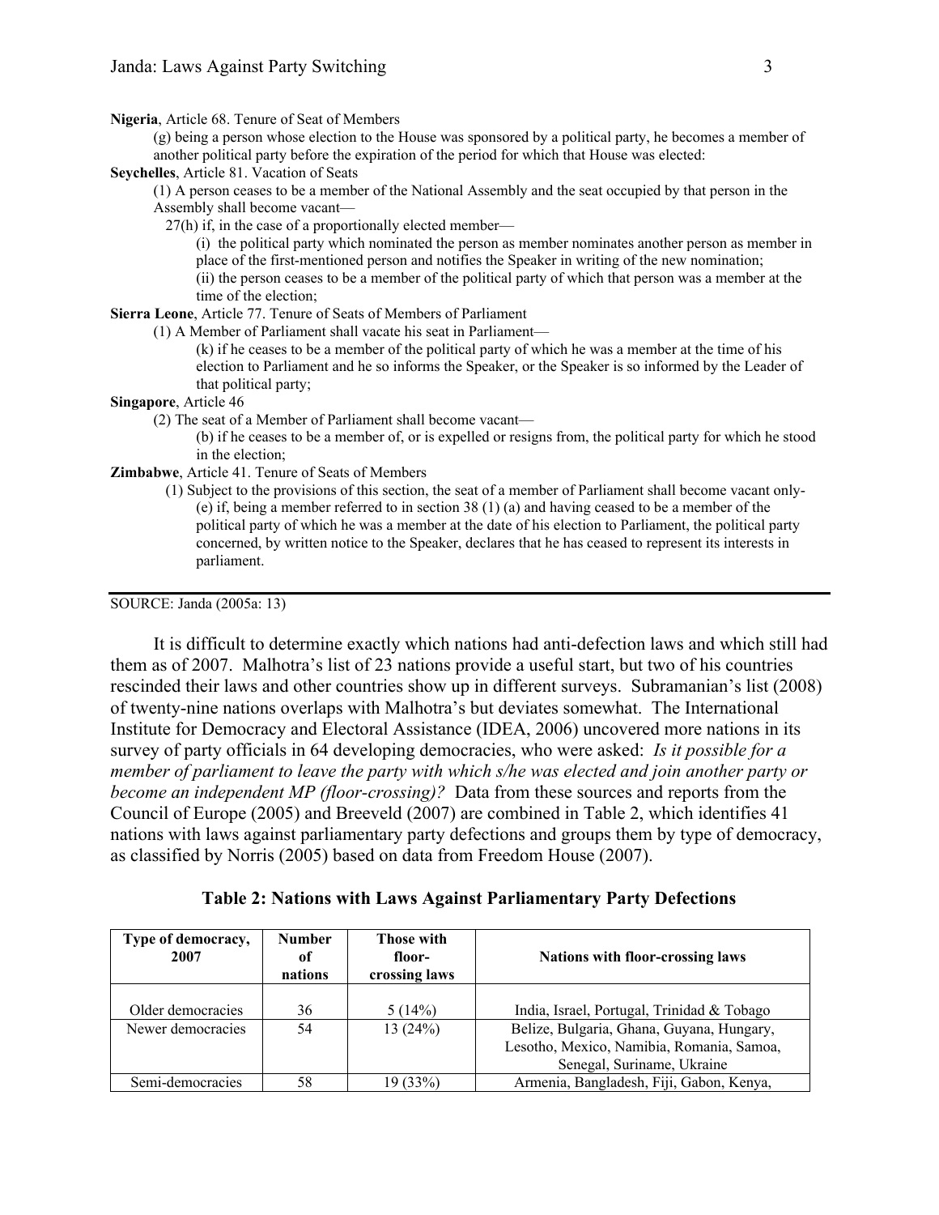**Nigeria**, Article 68. Tenure of Seat of Members

(g) being a person whose election to the House was sponsored by a political party, he becomes a member of another political party before the expiration of the period for which that House was elected:

**Seychelles**, Article 81. Vacation of Seats

(1) A person ceases to be a member of the National Assembly and the seat occupied by that person in the Assembly shall become vacant—

27(h) if, in the case of a proportionally elected member—

(i) the political party which nominated the person as member nominates another person as member in place of the first-mentioned person and notifies the Speaker in writing of the new nomination;

(ii) the person ceases to be a member of the political party of which that person was a member at the time of the election;

**Sierra Leone**, Article 77. Tenure of Seats of Members of Parliament

(1) A Member of Parliament shall vacate his seat in Parliament—

(k) if he ceases to be a member of the political party of which he was a member at the time of his election to Parliament and he so informs the Speaker, or the Speaker is so informed by the Leader of that political party;

**Singapore**, Article 46

(2) The seat of a Member of Parliament shall become vacant—

(b) if he ceases to be a member of, or is expelled or resigns from, the political party for which he stood in the election;

**Zimbabwe**, Article 41. Tenure of Seats of Members

(1) Subject to the provisions of this section, the seat of a member of Parliament shall become vacant only-

(e) if, being a member referred to in section 38 (1) (a) and having ceased to be a member of the political party of which he was a member at the date of his election to Parliament, the political party concerned, by written notice to the Speaker, declares that he has ceased to represent its interests in parliament.

SOURCE: Janda (2005a: 13)

It is difficult to determine exactly which nations had anti-defection laws and which still had them as of 2007. Malhotra's list of 23 nations provide a useful start, but two of his countries rescinded their laws and other countries show up in different surveys. Subramanian's list (2008) of twenty-nine nations overlaps with Malhotra's but deviates somewhat. The International Institute for Democracy and Electoral Assistance (IDEA, 2006) uncovered more nations in its survey of party officials in 64 developing democracies, who were asked: *Is it possible for a member of parliament to leave the party with which s/he was elected and join another party or become an independent MP (floor-crossing)?* Data from these sources and reports from the Council of Europe (2005) and Breeveld (2007) are combined in Table 2, which identifies 41 nations with laws against parliamentary party defections and groups them by type of democracy, as classified by Norris (2005) based on data from Freedom House (2007).

**Table 2: Nations with Laws Against Parliamentary Party Defections**

| Type of democracy, 2007 | Number of nations | Those with floor-crossing laws | Nations with floor-crossing laws |
|---|---|---|---|
| Older democracies | 36 | 5 (14%) | India, Israel, Portugal, Trinidad & Tobago |
| Newer democracies | 54 | 13 (24%) | Belize, Bulgaria, Ghana, Guyana, Hungary, Lesotho, Mexico, Namibia, Romania, Samoa, Senegal, Suriname, Ukraine |
| Semi-democracies | 58 | 19 (33%) | Armenia, Bangladesh, Fiji, Gabon, Kenya, |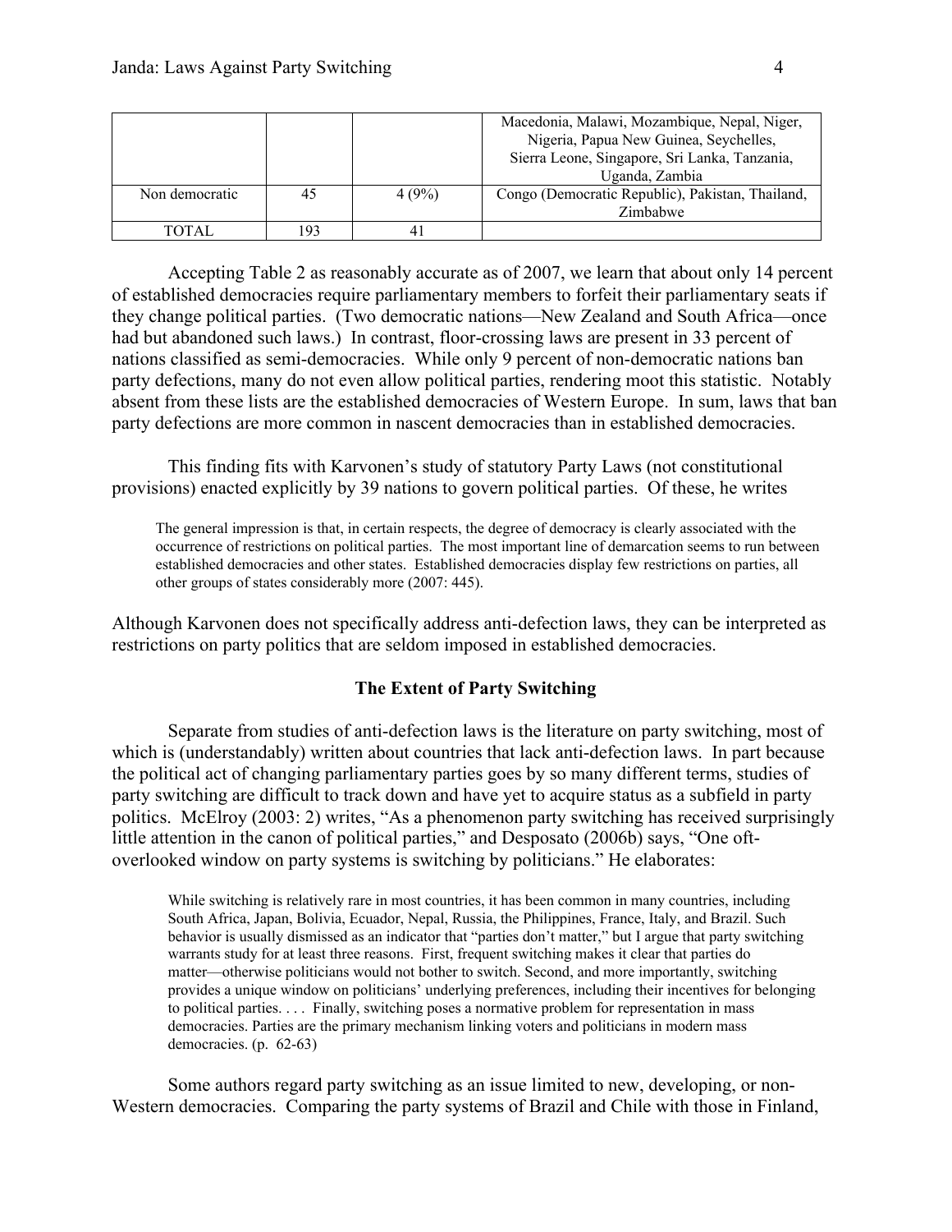| | | | Macedonia, Malawi, Mozambique, Nepal, Niger, Nigeria, Papua New Guinea, Seychelles, Sierra Leone, Singapore, Sri Lanka, Tanzania, Uganda, Zambia |
|---|---|---|---|
| Non democratic | 45 | 4 (9%) | Congo (Democratic Republic), Pakistan, Thailand, Zimbabwe |
| TOTAL | 193 | 41 | |

Accepting Table 2 as reasonably accurate as of 2007, we learn that about only 14 percent of established democracies require parliamentary members to forfeit their parliamentary seats if they change political parties. (Two democratic nations—New Zealand and South Africa—once had but abandoned such laws.) In contrast, floor-crossing laws are present in 33 percent of nations classified as semi-democracies. While only 9 percent of non-democratic nations ban party defections, many do not even allow political parties, rendering moot this statistic. Notably absent from these lists are the established democracies of Western Europe. In sum, laws that ban party defections are more common in nascent democracies than in established democracies.

This finding fits with Karvonen's study of statutory Party Laws (not constitutional provisions) enacted explicitly by 39 nations to govern political parties. Of these, he writes

> The general impression is that, in certain respects, the degree of democracy is clearly associated with the occurrence of restrictions on political parties. The most important line of demarcation seems to run between established democracies and other states. Established democracies display few restrictions on parties, all other groups of states considerably more (2007: 445).

Although Karvonen does not specifically address anti-defection laws, they can be interpreted as restrictions on party politics that are seldom imposed in established democracies.

### The Extent of Party Switching

Separate from studies of anti-defection laws is the literature on party switching, most of which is (understandably) written about countries that lack anti-defection laws. In part because the political act of changing parliamentary parties goes by so many different terms, studies of party switching are difficult to track down and have yet to acquire status as a subfield in party politics. McElroy (2003: 2) writes, "As a phenomenon party switching has received surprisingly little attention in the canon of political parties," and Desposato (2006b) says, "One oft-overlooked window on party systems is switching by politicians." He elaborates:

> While switching is relatively rare in most countries, it has been common in many countries, including South Africa, Japan, Bolivia, Ecuador, Nepal, Russia, the Philippines, France, Italy, and Brazil. Such behavior is usually dismissed as an indicator that "parties don't matter," but I argue that party switching warrants study for at least three reasons. First, frequent switching makes it clear that parties do matter—otherwise politicians would not bother to switch. Second, and more importantly, switching provides a unique window on politicians' underlying preferences, including their incentives for belonging to political parties. . . . Finally, switching poses a normative problem for representation in mass democracies. Parties are the primary mechanism linking voters and politicians in modern mass democracies. (p. 62-63)

Some authors regard party switching as an issue limited to new, developing, or non-Western democracies. Comparing the party systems of Brazil and Chile with those in Finland,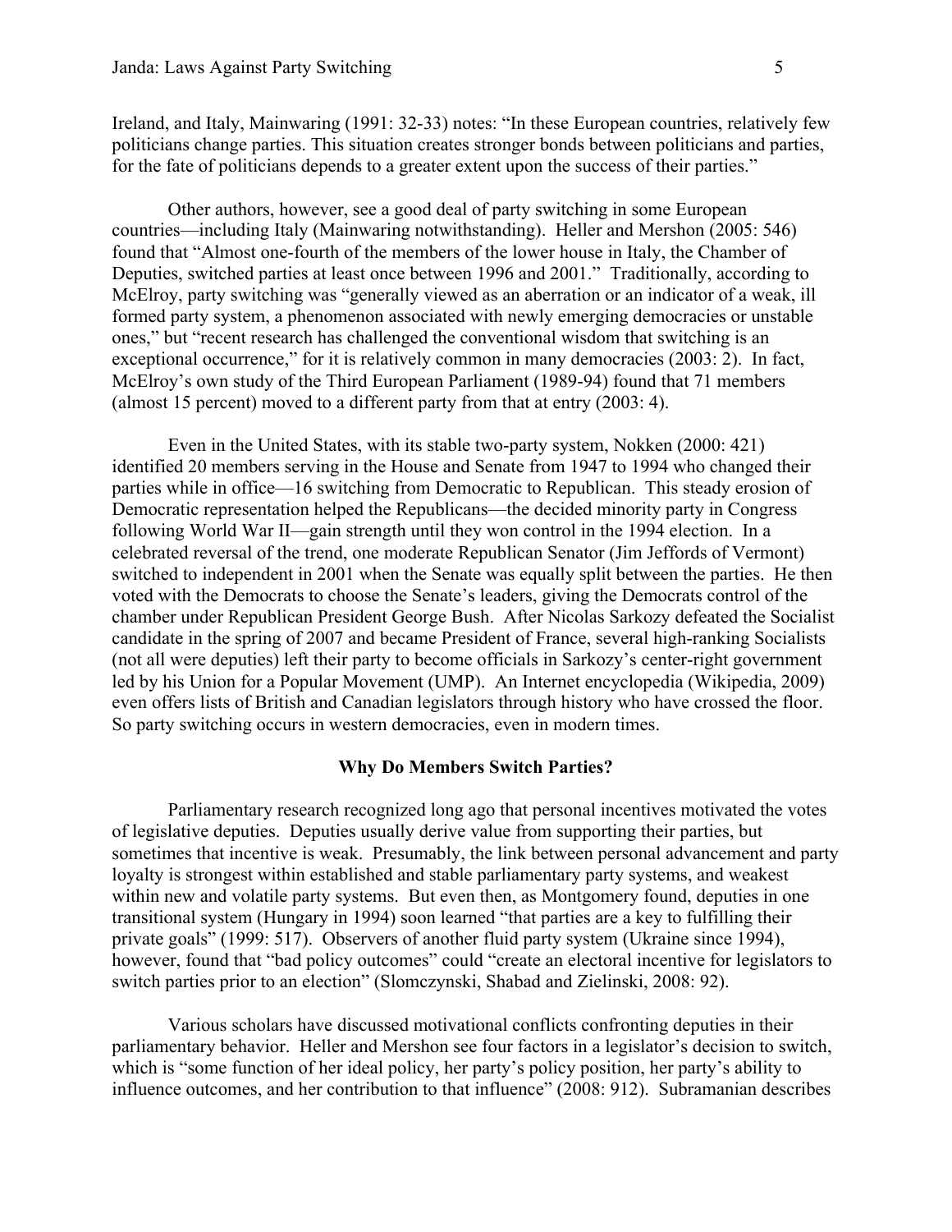Ireland, and Italy, Mainwaring (1991: 32-33) notes: "In these European countries, relatively few politicians change parties. This situation creates stronger bonds between politicians and parties, for the fate of politicians depends to a greater extent upon the success of their parties."

Other authors, however, see a good deal of party switching in some European countries—including Italy (Mainwaring notwithstanding). Heller and Mershon (2005: 546) found that "Almost one-fourth of the members of the lower house in Italy, the Chamber of Deputies, switched parties at least once between 1996 and 2001." Traditionally, according to McElroy, party switching was "generally viewed as an aberration or an indicator of a weak, ill formed party system, a phenomenon associated with newly emerging democracies or unstable ones," but "recent research has challenged the conventional wisdom that switching is an exceptional occurrence," for it is relatively common in many democracies (2003: 2). In fact, McElroy's own study of the Third European Parliament (1989-94) found that 71 members (almost 15 percent) moved to a different party from that at entry (2003: 4).

Even in the United States, with its stable two-party system, Nokken (2000: 421) identified 20 members serving in the House and Senate from 1947 to 1994 who changed their parties while in office—16 switching from Democratic to Republican. This steady erosion of Democratic representation helped the Republicans—the decided minority party in Congress following World War II—gain strength until they won control in the 1994 election. In a celebrated reversal of the trend, one moderate Republican Senator (Jim Jeffords of Vermont) switched to independent in 2001 when the Senate was equally split between the parties. He then voted with the Democrats to choose the Senate's leaders, giving the Democrats control of the chamber under Republican President George Bush. After Nicolas Sarkozy defeated the Socialist candidate in the spring of 2007 and became President of France, several high-ranking Socialists (not all were deputies) left their party to become officials in Sarkozy's center-right government led by his Union for a Popular Movement (UMP). An Internet encyclopedia (Wikipedia, 2009) even offers lists of British and Canadian legislators through history who have crossed the floor. So party switching occurs in western democracies, even in modern times.

## Why Do Members Switch Parties?

Parliamentary research recognized long ago that personal incentives motivated the votes of legislative deputies. Deputies usually derive value from supporting their parties, but sometimes that incentive is weak. Presumably, the link between personal advancement and party loyalty is strongest within established and stable parliamentary party systems, and weakest within new and volatile party systems. But even then, as Montgomery found, deputies in one transitional system (Hungary in 1994) soon learned "that parties are a key to fulfilling their private goals" (1999: 517). Observers of another fluid party system (Ukraine since 1994), however, found that "bad policy outcomes" could "create an electoral incentive for legislators to switch parties prior to an election" (Slomczynski, Shabad and Zielinski, 2008: 92).

Various scholars have discussed motivational conflicts confronting deputies in their parliamentary behavior. Heller and Mershon see four factors in a legislator's decision to switch, which is "some function of her ideal policy, her party's policy position, her party's ability to influence outcomes, and her contribution to that influence" (2008: 912). Subramanian describes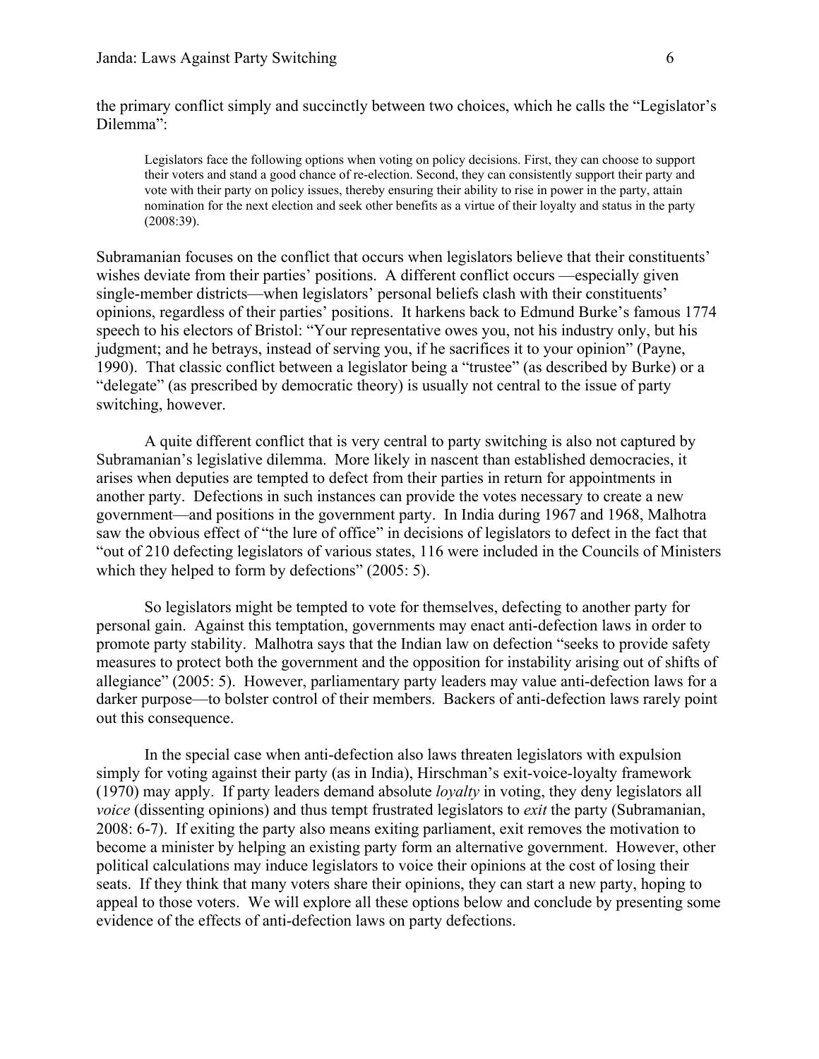the primary conflict simply and succinctly between two choices, which he calls the "Legislator's Dilemma":

> Legislators face the following options when voting on policy decisions. First, they can choose to support their voters and stand a good chance of re-election. Second, they can consistently support their party and vote with their party on policy issues, thereby ensuring their ability to rise in power in the party, attain nomination for the next election and seek other benefits as a virtue of their loyalty and status in the party (2008:39).

Subramanian focuses on the conflict that occurs when legislators believe that their constituents' wishes deviate from their parties' positions. A different conflict occurs —especially given single-member districts—when legislators' personal beliefs clash with their constituents' opinions, regardless of their parties' positions. It harkens back to Edmund Burke's famous 1774 speech to his electors of Bristol: "Your representative owes you, not his industry only, but his judgment; and he betrays, instead of serving you, if he sacrifices it to your opinion" (Payne, 1990). That classic conflict between a legislator being a "trustee" (as described by Burke) or a "delegate" (as prescribed by democratic theory) is usually not central to the issue of party switching, however.

A quite different conflict that is very central to party switching is also not captured by Subramanian's legislative dilemma. More likely in nascent than established democracies, it arises when deputies are tempted to defect from their parties in return for appointments in another party. Defections in such instances can provide the votes necessary to create a new government—and positions in the government party. In India during 1967 and 1968, Malhotra saw the obvious effect of "the lure of office" in decisions of legislators to defect in the fact that "out of 210 defecting legislators of various states, 116 were included in the Councils of Ministers which they helped to form by defections" (2005: 5).

So legislators might be tempted to vote for themselves, defecting to another party for personal gain. Against this temptation, governments may enact anti-defection laws in order to promote party stability. Malhotra says that the Indian law on defection "seeks to provide safety measures to protect both the government and the opposition for instability arising out of shifts of allegiance" (2005: 5). However, parliamentary party leaders may value anti-defection laws for a darker purpose—to bolster control of their members. Backers of anti-defection laws rarely point out this consequence.

In the special case when anti-defection also laws threaten legislators with expulsion simply for voting against their party (as in India), Hirschman's exit-voice-loyalty framework (1970) may apply. If party leaders demand absolute *loyalty* in voting, they deny legislators all *voice* (dissenting opinions) and thus tempt frustrated legislators to *exit* the party (Subramanian, 2008: 6-7). If exiting the party also means exiting parliament, exit removes the motivation to become a minister by helping an existing party form an alternative government. However, other political calculations may induce legislators to voice their opinions at the cost of losing their seats. If they think that many voters share their opinions, they can start a new party, hoping to appeal to those voters. We will explore all these options below and conclude by presenting some evidence of the effects of anti-defection laws on party defections.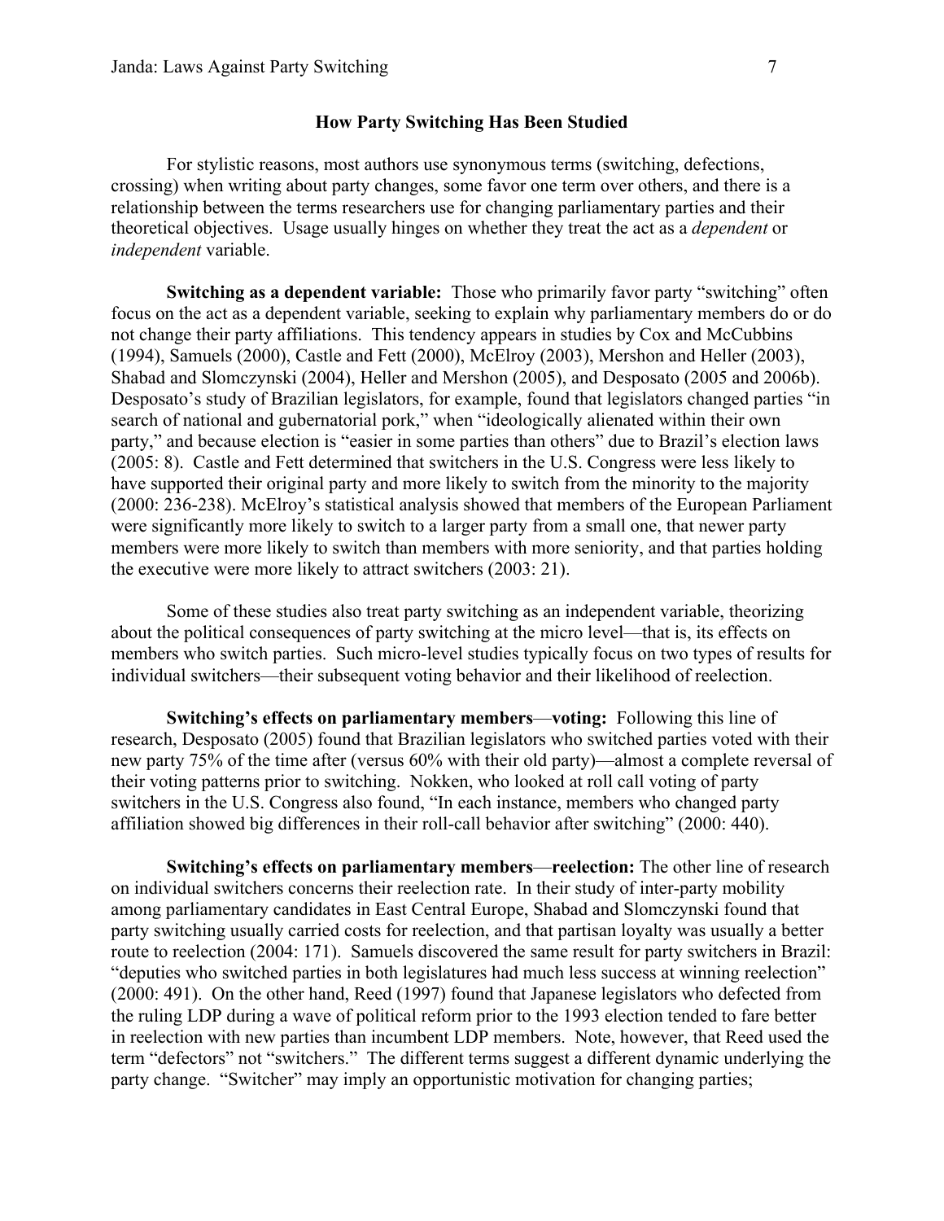### How Party Switching Has Been Studied

For stylistic reasons, most authors use synonymous terms (switching, defections, crossing) when writing about party changes, some favor one term over others, and there is a relationship between the terms researchers use for changing parliamentary parties and their theoretical objectives. Usage usually hinges on whether they treat the act as a *dependent* or *independent* variable.

**Switching as a dependent variable:** Those who primarily favor party "switching" often focus on the act as a dependent variable, seeking to explain why parliamentary members do or do not change their party affiliations. This tendency appears in studies by Cox and McCubbins (1994), Samuels (2000), Castle and Fett (2000), McElroy (2003), Mershon and Heller (2003), Shabad and Slomczynski (2004), Heller and Mershon (2005), and Desposato (2005 and 2006b). Desposato's study of Brazilian legislators, for example, found that legislators changed parties "in search of national and gubernatorial pork," when "ideologically alienated within their own party," and because election is "easier in some parties than others" due to Brazil's election laws (2005: 8). Castle and Fett determined that switchers in the U.S. Congress were less likely to have supported their original party and more likely to switch from the minority to the majority (2000: 236-238). McElroy's statistical analysis showed that members of the European Parliament were significantly more likely to switch to a larger party from a small one, that newer party members were more likely to switch than members with more seniority, and that parties holding the executive were more likely to attract switchers (2003: 21).

Some of these studies also treat party switching as an independent variable, theorizing about the political consequences of party switching at the micro level—that is, its effects on members who switch parties. Such micro-level studies typically focus on two types of results for individual switchers—their subsequent voting behavior and their likelihood of reelection.

**Switching's effects on parliamentary members—voting:** Following this line of research, Desposato (2005) found that Brazilian legislators who switched parties voted with their new party 75% of the time after (versus 60% with their old party)—almost a complete reversal of their voting patterns prior to switching. Nokken, who looked at roll call voting of party switchers in the U.S. Congress also found, "In each instance, members who changed party affiliation showed big differences in their roll-call behavior after switching" (2000: 440).

**Switching's effects on parliamentary members—reelection:** The other line of research on individual switchers concerns their reelection rate. In their study of inter-party mobility among parliamentary candidates in East Central Europe, Shabad and Slomczynski found that party switching usually carried costs for reelection, and that partisan loyalty was usually a better route to reelection (2004: 171). Samuels discovered the same result for party switchers in Brazil: "deputies who switched parties in both legislatures had much less success at winning reelection" (2000: 491). On the other hand, Reed (1997) found that Japanese legislators who defected from the ruling LDP during a wave of political reform prior to the 1993 election tended to fare better in reelection with new parties than incumbent LDP members. Note, however, that Reed used the term "defectors" not "switchers." The different terms suggest a different dynamic underlying the party change. "Switcher" may imply an opportunistic motivation for changing parties;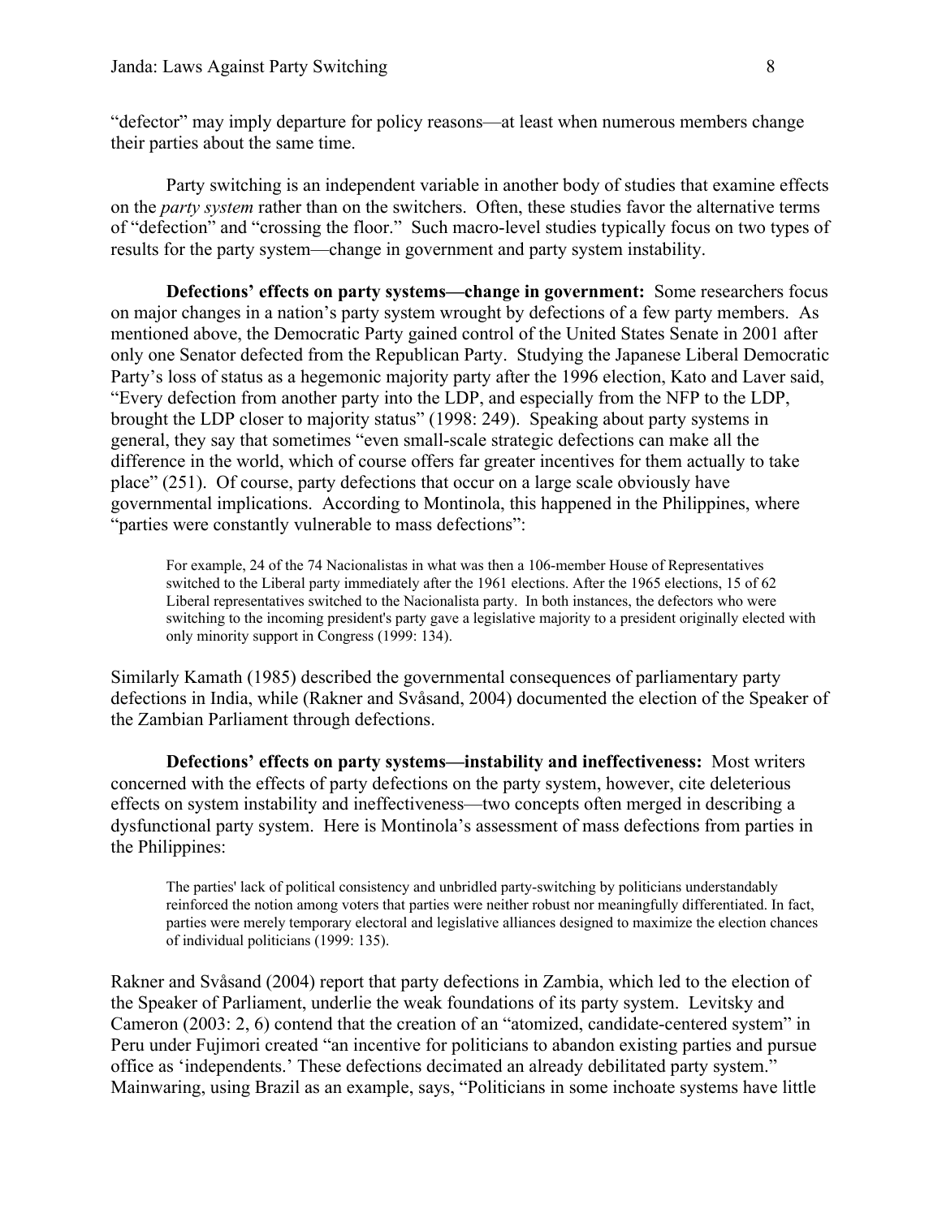"defector" may imply departure for policy reasons—at least when numerous members change their parties about the same time.

Party switching is an independent variable in another body of studies that examine effects on the *party system* rather than on the switchers. Often, these studies favor the alternative terms of "defection" and "crossing the floor." Such macro-level studies typically focus on two types of results for the party system—change in government and party system instability.

**Defections' effects on party systems—change in government:** Some researchers focus on major changes in a nation's party system wrought by defections of a few party members. As mentioned above, the Democratic Party gained control of the United States Senate in 2001 after only one Senator defected from the Republican Party. Studying the Japanese Liberal Democratic Party's loss of status as a hegemonic majority party after the 1996 election, Kato and Laver said, "Every defection from another party into the LDP, and especially from the NFP to the LDP, brought the LDP closer to majority status" (1998: 249). Speaking about party systems in general, they say that sometimes "even small-scale strategic defections can make all the difference in the world, which of course offers far greater incentives for them actually to take place" (251). Of course, party defections that occur on a large scale obviously have governmental implications. According to Montinola, this happened in the Philippines, where "parties were constantly vulnerable to mass defections":

> For example, 24 of the 74 Nacionalistas in what was then a 106-member House of Representatives switched to the Liberal party immediately after the 1961 elections. After the 1965 elections, 15 of 62 Liberal representatives switched to the Nacionalista party. In both instances, the defectors who were switching to the incoming president's party gave a legislative majority to a president originally elected with only minority support in Congress (1999: 134).

Similarly Kamath (1985) described the governmental consequences of parliamentary party defections in India, while (Rakner and Svåsand, 2004) documented the election of the Speaker of the Zambian Parliament through defections.

**Defections' effects on party systems—instability and ineffectiveness:** Most writers concerned with the effects of party defections on the party system, however, cite deleterious effects on system instability and ineffectiveness—two concepts often merged in describing a dysfunctional party system. Here is Montinola's assessment of mass defections from parties in the Philippines:

> The parties' lack of political consistency and unbridled party-switching by politicians understandably reinforced the notion among voters that parties were neither robust nor meaningfully differentiated. In fact, parties were merely temporary electoral and legislative alliances designed to maximize the election chances of individual politicians (1999: 135).

Rakner and Svåsand (2004) report that party defections in Zambia, which led to the election of the Speaker of Parliament, underlie the weak foundations of its party system. Levitsky and Cameron (2003: 2, 6) contend that the creation of an "atomized, candidate-centered system" in Peru under Fujimori created "an incentive for politicians to abandon existing parties and pursue office as 'independents.' These defections decimated an already debilitated party system." Mainwaring, using Brazil as an example, says, "Politicians in some inchoate systems have little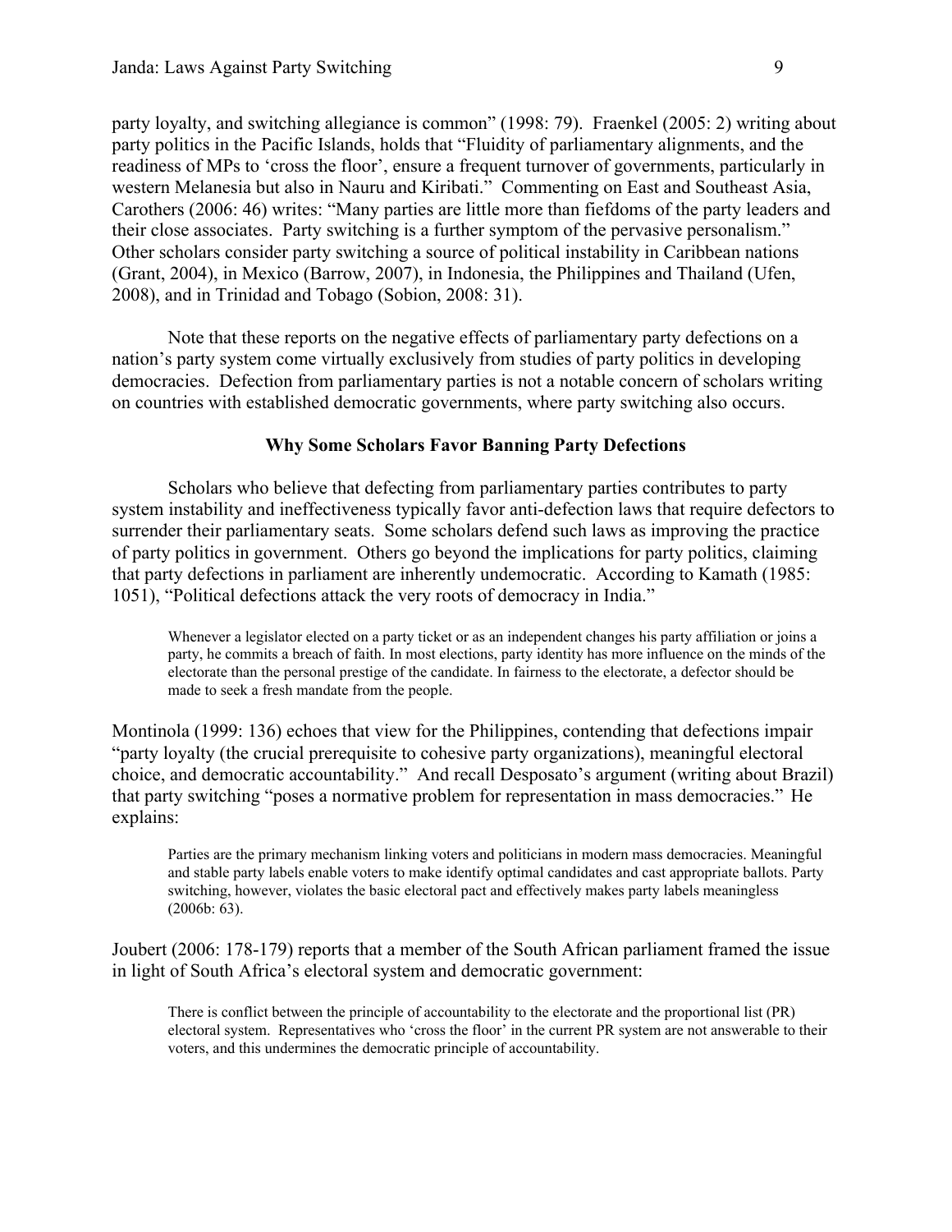party loyalty, and switching allegiance is common" (1998: 79). Fraenkel (2005: 2) writing about party politics in the Pacific Islands, holds that "Fluidity of parliamentary alignments, and the readiness of MPs to 'cross the floor', ensure a frequent turnover of governments, particularly in western Melanesia but also in Nauru and Kiribati." Commenting on East and Southeast Asia, Carothers (2006: 46) writes: "Many parties are little more than fiefdoms of the party leaders and their close associates. Party switching is a further symptom of the pervasive personalism." Other scholars consider party switching a source of political instability in Caribbean nations (Grant, 2004), in Mexico (Barrow, 2007), in Indonesia, the Philippines and Thailand (Ufen, 2008), and in Trinidad and Tobago (Sobion, 2008: 31).

Note that these reports on the negative effects of parliamentary party defections on a nation's party system come virtually exclusively from studies of party politics in developing democracies. Defection from parliamentary parties is not a notable concern of scholars writing on countries with established democratic governments, where party switching also occurs.

## Why Some Scholars Favor Banning Party Defections

Scholars who believe that defecting from parliamentary parties contributes to party system instability and ineffectiveness typically favor anti-defection laws that require defectors to surrender their parliamentary seats. Some scholars defend such laws as improving the practice of party politics in government. Others go beyond the implications for party politics, claiming that party defections in parliament are inherently undemocratic. According to Kamath (1985: 1051), "Political defections attack the very roots of democracy in India."

> Whenever a legislator elected on a party ticket or as an independent changes his party affiliation or joins a party, he commits a breach of faith. In most elections, party identity has more influence on the minds of the electorate than the personal prestige of the candidate. In fairness to the electorate, a defector should be made to seek a fresh mandate from the people.

Montinola (1999: 136) echoes that view for the Philippines, contending that defections impair "party loyalty (the crucial prerequisite to cohesive party organizations), meaningful electoral choice, and democratic accountability." And recall Desposato's argument (writing about Brazil) that party switching "poses a normative problem for representation in mass democracies." He explains:

> Parties are the primary mechanism linking voters and politicians in modern mass democracies. Meaningful and stable party labels enable voters to make identify optimal candidates and cast appropriate ballots. Party switching, however, violates the basic electoral pact and effectively makes party labels meaningless (2006b: 63).

Joubert (2006: 178-179) reports that a member of the South African parliament framed the issue in light of South Africa's electoral system and democratic government:

> There is conflict between the principle of accountability to the electorate and the proportional list (PR) electoral system. Representatives who 'cross the floor' in the current PR system are not answerable to their voters, and this undermines the democratic principle of accountability.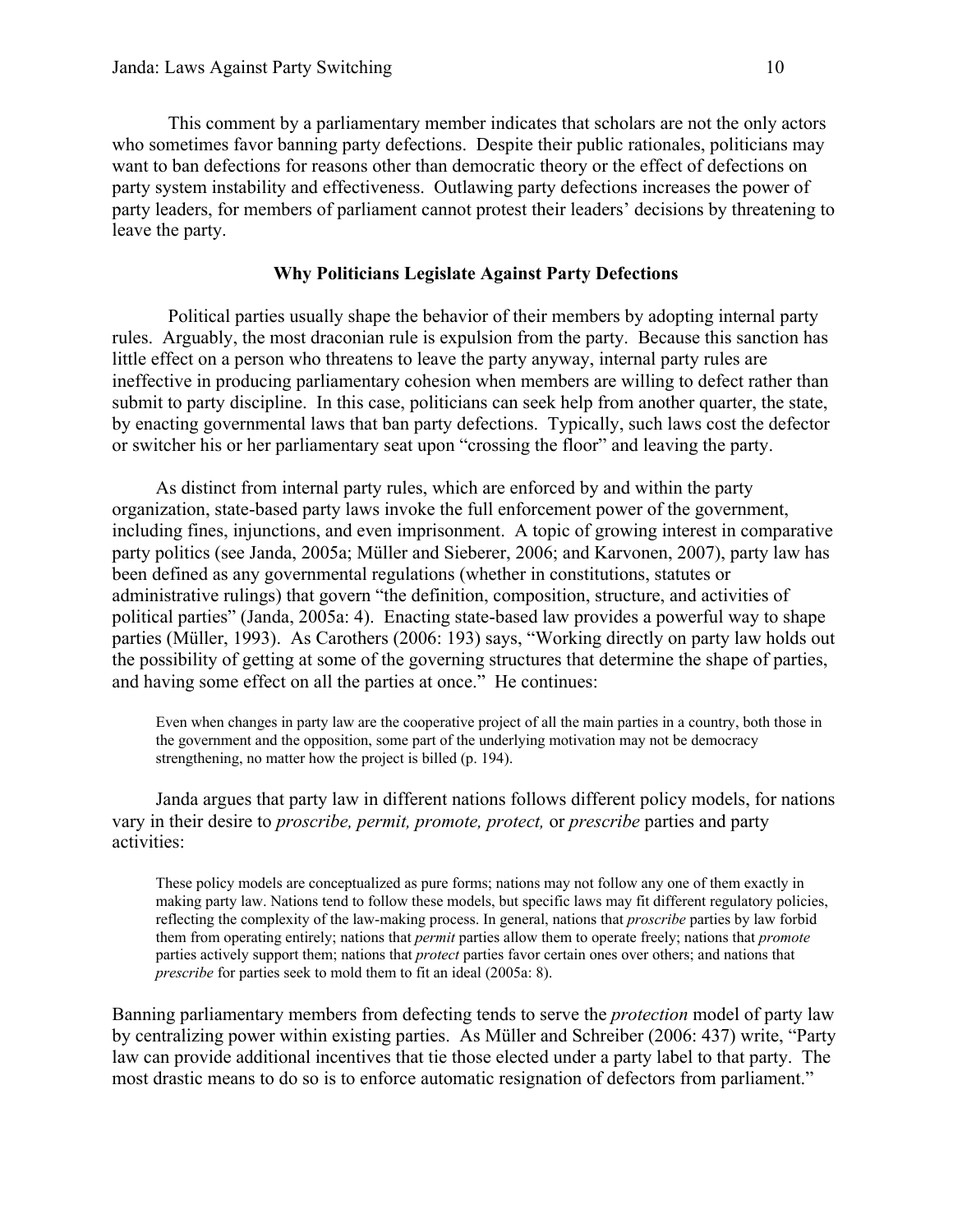This comment by a parliamentary member indicates that scholars are not the only actors who sometimes favor banning party defections. Despite their public rationales, politicians may want to ban defections for reasons other than democratic theory or the effect of defections on party system instability and effectiveness. Outlawing party defections increases the power of party leaders, for members of parliament cannot protest their leaders' decisions by threatening to leave the party.

### Why Politicians Legislate Against Party Defections

Political parties usually shape the behavior of their members by adopting internal party rules. Arguably, the most draconian rule is expulsion from the party. Because this sanction has little effect on a person who threatens to leave the party anyway, internal party rules are ineffective in producing parliamentary cohesion when members are willing to defect rather than submit to party discipline. In this case, politicians can seek help from another quarter, the state, by enacting governmental laws that ban party defections. Typically, such laws cost the defector or switcher his or her parliamentary seat upon "crossing the floor" and leaving the party.

As distinct from internal party rules, which are enforced by and within the party organization, state-based party laws invoke the full enforcement power of the government, including fines, injunctions, and even imprisonment. A topic of growing interest in comparative party politics (see Janda, 2005a; Müller and Sieberer, 2006; and Karvonen, 2007), party law has been defined as any governmental regulations (whether in constitutions, statutes or administrative rulings) that govern "the definition, composition, structure, and activities of political parties" (Janda, 2005a: 4). Enacting state-based law provides a powerful way to shape parties (Müller, 1993). As Carothers (2006: 193) says, "Working directly on party law holds out the possibility of getting at some of the governing structures that determine the shape of parties, and having some effect on all the parties at once." He continues:

> Even when changes in party law are the cooperative project of all the main parties in a country, both those in the government and the opposition, some part of the underlying motivation may not be democracy strengthening, no matter how the project is billed (p. 194).

Janda argues that party law in different nations follows different policy models, for nations vary in their desire to *proscribe, permit, promote, protect,* or *prescribe* parties and party activities:

> These policy models are conceptualized as pure forms; nations may not follow any one of them exactly in making party law. Nations tend to follow these models, but specific laws may fit different regulatory policies, reflecting the complexity of the law-making process. In general, nations that *proscribe* parties by law forbid them from operating entirely; nations that *permit* parties allow them to operate freely; nations that *promote* parties actively support them; nations that *protect* parties favor certain ones over others; and nations that *prescribe* for parties seek to mold them to fit an ideal (2005a: 8).

Banning parliamentary members from defecting tends to serve the *protection* model of party law by centralizing power within existing parties. As Müller and Schreiber (2006: 437) write, "Party law can provide additional incentives that tie those elected under a party label to that party. The most drastic means to do so is to enforce automatic resignation of defectors from parliament."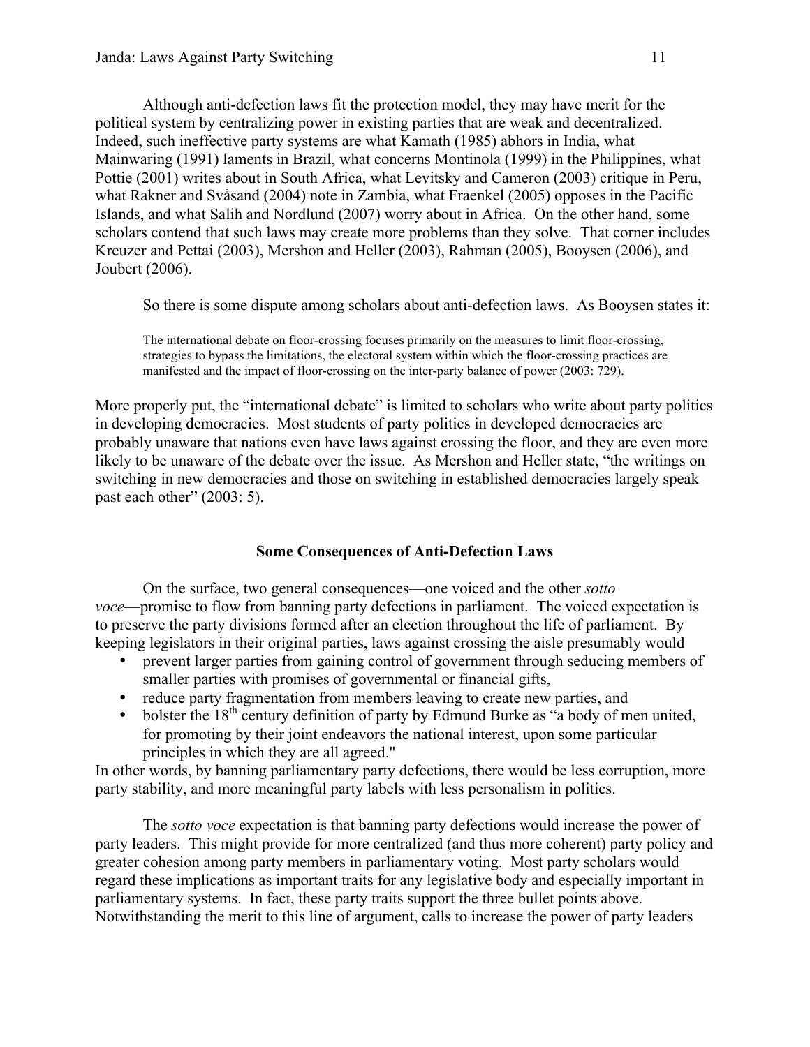Although anti-defection laws fit the protection model, they may have merit for the political system by centralizing power in existing parties that are weak and decentralized. Indeed, such ineffective party systems are what Kamath (1985) abhors in India, what Mainwaring (1991) laments in Brazil, what concerns Montinola (1999) in the Philippines, what Pottie (2001) writes about in South Africa, what Levitsky and Cameron (2003) critique in Peru, what Rakner and Svåsand (2004) note in Zambia, what Fraenkel (2005) opposes in the Pacific Islands, and what Salih and Nordlund (2007) worry about in Africa. On the other hand, some scholars contend that such laws may create more problems than they solve. That corner includes Kreuzer and Pettai (2003), Mershon and Heller (2003), Rahman (2005), Booysen (2006), and Joubert (2006).

So there is some dispute among scholars about anti-defection laws. As Booysen states it:

> The international debate on floor-crossing focuses primarily on the measures to limit floor-crossing, strategies to bypass the limitations, the electoral system within which the floor-crossing practices are manifested and the impact of floor-crossing on the inter-party balance of power (2003: 729).

More properly put, the "international debate" is limited to scholars who write about party politics in developing democracies. Most students of party politics in developed democracies are probably unaware that nations even have laws against crossing the floor, and they are even more likely to be unaware of the debate over the issue. As Mershon and Heller state, "the writings on switching in new democracies and those on switching in established democracies largely speak past each other" (2003: 5).

## Some Consequences of Anti-Defection Laws

On the surface, two general consequences—one voiced and the other *sotto voce*—promise to flow from banning party defections in parliament. The voiced expectation is to preserve the party divisions formed after an election throughout the life of parliament. By keeping legislators in their original parties, laws against crossing the aisle presumably would

- prevent larger parties from gaining control of government through seducing members of smaller parties with promises of governmental or financial gifts,
- reduce party fragmentation from members leaving to create new parties, and
- bolster the 18th century definition of party by Edmund Burke as "a body of men united, for promoting by their joint endeavors the national interest, upon some particular principles in which they are all agreed."

In other words, by banning parliamentary party defections, there would be less corruption, more party stability, and more meaningful party labels with less personalism in politics.

The *sotto voce* expectation is that banning party defections would increase the power of party leaders. This might provide for more centralized (and thus more coherent) party policy and greater cohesion among party members in parliamentary voting. Most party scholars would regard these implications as important traits for any legislative body and especially important in parliamentary systems. In fact, these party traits support the three bullet points above. Notwithstanding the merit to this line of argument, calls to increase the power of party leaders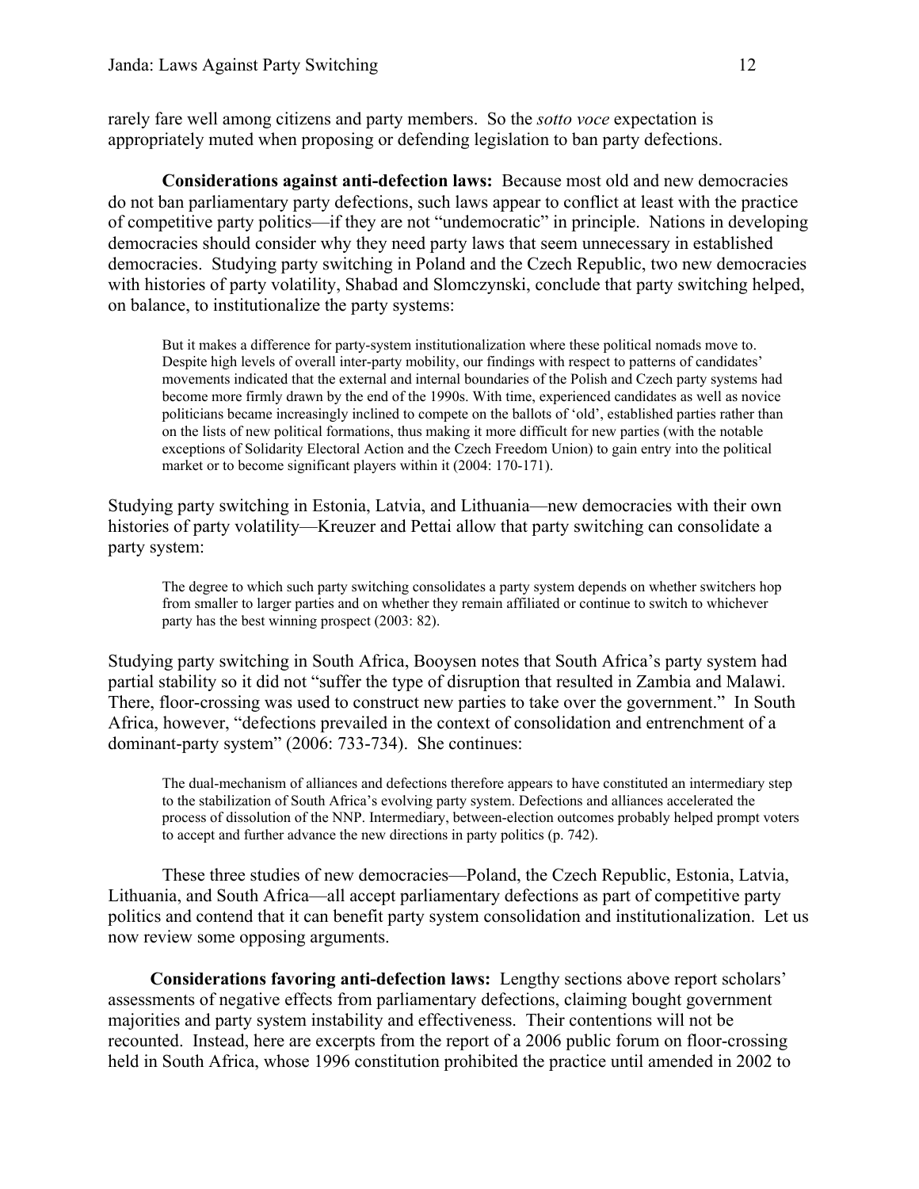rarely fare well among citizens and party members. So the *sotto voce* expectation is appropriately muted when proposing or defending legislation to ban party defections.

**Considerations against anti-defection laws:** Because most old and new democracies do not ban parliamentary party defections, such laws appear to conflict at least with the practice of competitive party politics—if they are not "undemocratic" in principle. Nations in developing democracies should consider why they need party laws that seem unnecessary in established democracies. Studying party switching in Poland and the Czech Republic, two new democracies with histories of party volatility, Shabad and Slomczynski, conclude that party switching helped, on balance, to institutionalize the party systems:

> But it makes a difference for party-system institutionalization where these political nomads move to. Despite high levels of overall inter-party mobility, our findings with respect to patterns of candidates' movements indicated that the external and internal boundaries of the Polish and Czech party systems had become more firmly drawn by the end of the 1990s. With time, experienced candidates as well as novice politicians became increasingly inclined to compete on the ballots of 'old', established parties rather than on the lists of new political formations, thus making it more difficult for new parties (with the notable exceptions of Solidarity Electoral Action and the Czech Freedom Union) to gain entry into the political market or to become significant players within it (2004: 170-171).

Studying party switching in Estonia, Latvia, and Lithuania—new democracies with their own histories of party volatility—Kreuzer and Pettai allow that party switching can consolidate a party system:

> The degree to which such party switching consolidates a party system depends on whether switchers hop from smaller to larger parties and on whether they remain affiliated or continue to switch to whichever party has the best winning prospect (2003: 82).

Studying party switching in South Africa, Booysen notes that South Africa's party system had partial stability so it did not "suffer the type of disruption that resulted in Zambia and Malawi. There, floor-crossing was used to construct new parties to take over the government." In South Africa, however, "defections prevailed in the context of consolidation and entrenchment of a dominant-party system" (2006: 733-734). She continues:

> The dual-mechanism of alliances and defections therefore appears to have constituted an intermediary step to the stabilization of South Africa's evolving party system. Defections and alliances accelerated the process of dissolution of the NNP. Intermediary, between-election outcomes probably helped prompt voters to accept and further advance the new directions in party politics (p. 742).

These three studies of new democracies—Poland, the Czech Republic, Estonia, Latvia, Lithuania, and South Africa—all accept parliamentary defections as part of competitive party politics and contend that it can benefit party system consolidation and institutionalization. Let us now review some opposing arguments.

**Considerations favoring anti-defection laws:** Lengthy sections above report scholars' assessments of negative effects from parliamentary defections, claiming bought government majorities and party system instability and effectiveness. Their contentions will not be recounted. Instead, here are excerpts from the report of a 2006 public forum on floor-crossing held in South Africa, whose 1996 constitution prohibited the practice until amended in 2002 to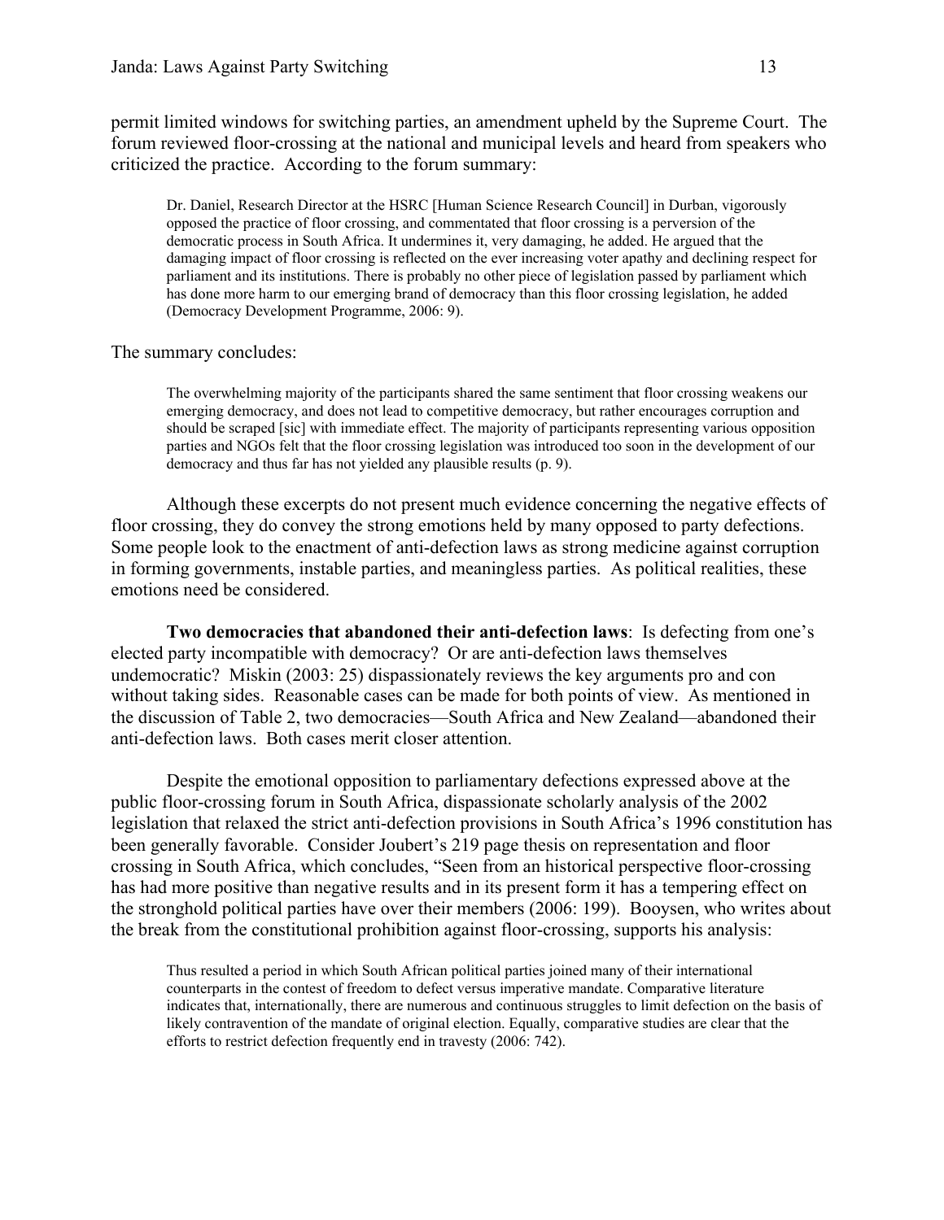permit limited windows for switching parties, an amendment upheld by the Supreme Court. The forum reviewed floor-crossing at the national and municipal levels and heard from speakers who criticized the practice. According to the forum summary:

> Dr. Daniel, Research Director at the HSRC [Human Science Research Council] in Durban, vigorously opposed the practice of floor crossing, and commentated that floor crossing is a perversion of the democratic process in South Africa. It undermines it, very damaging, he added. He argued that the damaging impact of floor crossing is reflected on the ever increasing voter apathy and declining respect for parliament and its institutions. There is probably no other piece of legislation passed by parliament which has done more harm to our emerging brand of democracy than this floor crossing legislation, he added (Democracy Development Programme, 2006: 9).

The summary concludes:

> The overwhelming majority of the participants shared the same sentiment that floor crossing weakens our emerging democracy, and does not lead to competitive democracy, but rather encourages corruption and should be scraped [sic] with immediate effect. The majority of participants representing various opposition parties and NGOs felt that the floor crossing legislation was introduced too soon in the development of our democracy and thus far has not yielded any plausible results (p. 9).

Although these excerpts do not present much evidence concerning the negative effects of floor crossing, they do convey the strong emotions held by many opposed to party defections. Some people look to the enactment of anti-defection laws as strong medicine against corruption in forming governments, instable parties, and meaningless parties. As political realities, these emotions need be considered.

**Two democracies that abandoned their anti-defection laws**: Is defecting from one's elected party incompatible with democracy? Or are anti-defection laws themselves undemocratic? Miskin (2003: 25) dispassionately reviews the key arguments pro and con without taking sides. Reasonable cases can be made for both points of view. As mentioned in the discussion of Table 2, two democracies—South Africa and New Zealand—abandoned their anti-defection laws. Both cases merit closer attention.

Despite the emotional opposition to parliamentary defections expressed above at the public floor-crossing forum in South Africa, dispassionate scholarly analysis of the 2002 legislation that relaxed the strict anti-defection provisions in South Africa's 1996 constitution has been generally favorable. Consider Joubert's 219 page thesis on representation and floor crossing in South Africa, which concludes, "Seen from an historical perspective floor-crossing has had more positive than negative results and in its present form it has a tempering effect on the stronghold political parties have over their members (2006: 199). Booysen, who writes about the break from the constitutional prohibition against floor-crossing, supports his analysis:

> Thus resulted a period in which South African political parties joined many of their international counterparts in the contest of freedom to defect versus imperative mandate. Comparative literature indicates that, internationally, there are numerous and continuous struggles to limit defection on the basis of likely contravention of the mandate of original election. Equally, comparative studies are clear that the efforts to restrict defection frequently end in travesty (2006: 742).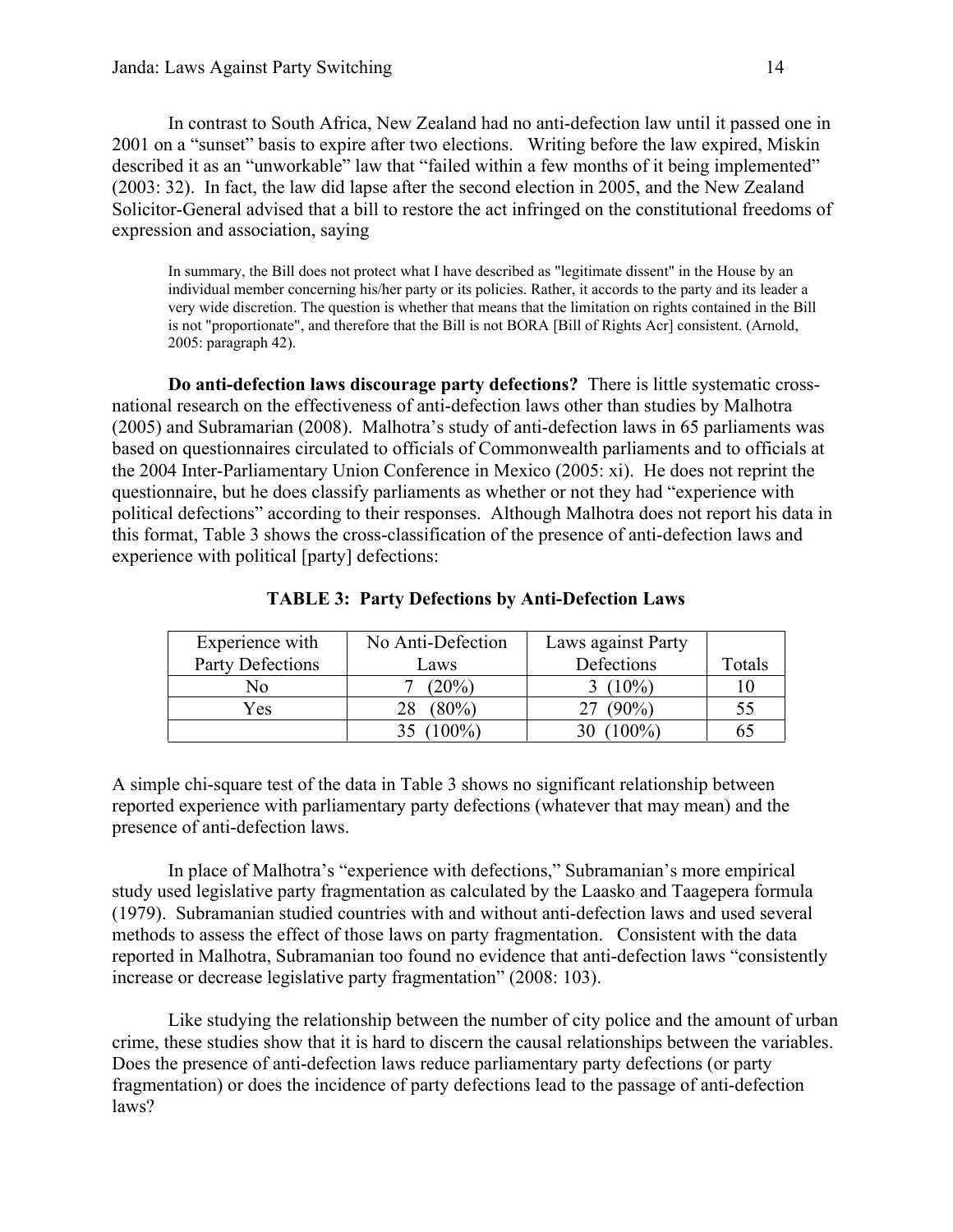In contrast to South Africa, New Zealand had no anti-defection law until it passed one in 2001 on a "sunset" basis to expire after two elections. Writing before the law expired, Miskin described it as an "unworkable" law that "failed within a few months of it being implemented" (2003: 32). In fact, the law did lapse after the second election in 2005, and the New Zealand Solicitor-General advised that a bill to restore the act infringed on the constitutional freedoms of expression and association, saying

> In summary, the Bill does not protect what I have described as "legitimate dissent" in the House by an individual member concerning his/her party or its policies. Rather, it accords to the party and its leader a very wide discretion. The question is whether that means that the limitation on rights contained in the Bill is not "proportionate", and therefore that the Bill is not BORA [Bill of Rights Acr] consistent. (Arnold, 2005: paragraph 42).

**Do anti-defection laws discourage party defections?** There is little systematic cross-national research on the effectiveness of anti-defection laws other than studies by Malhotra (2005) and Subramarian (2008). Malhotra's study of anti-defection laws in 65 parliaments was based on questionnaires circulated to officials of Commonwealth parliaments and to officials at the 2004 Inter-Parliamentary Union Conference in Mexico (2005: xi). He does not reprint the questionnaire, but he does classify parliaments as whether or not they had "experience with political defections" according to their responses. Although Malhotra does not report his data in this format, Table 3 shows the cross-classification of the presence of anti-defection laws and experience with political [party] defections:

**TABLE 3: Party Defections by Anti-Defection Laws**

| Experience with Party Defections | No Anti-Defection Laws | Laws against Party Defections | Totals |
|---|---|---|---|
| No | 7 (20%) | 3 (10%) | 10 |
| Yes | 28 (80%) | 27 (90%) | 55 |
| | 35 (100%) | 30 (100%) | 65 |

A simple chi-square test of the data in Table 3 shows no significant relationship between reported experience with parliamentary party defections (whatever that may mean) and the presence of anti-defection laws.

In place of Malhotra's "experience with defections," Subramanian's more empirical study used legislative party fragmentation as calculated by the Laasko and Taagepera formula (1979). Subramanian studied countries with and without anti-defection laws and used several methods to assess the effect of those laws on party fragmentation. Consistent with the data reported in Malhotra, Subramanian too found no evidence that anti-defection laws "consistently increase or decrease legislative party fragmentation" (2008: 103).

Like studying the relationship between the number of city police and the amount of urban crime, these studies show that it is hard to discern the causal relationships between the variables. Does the presence of anti-defection laws reduce parliamentary party defections (or party fragmentation) or does the incidence of party defections lead to the passage of anti-defection laws?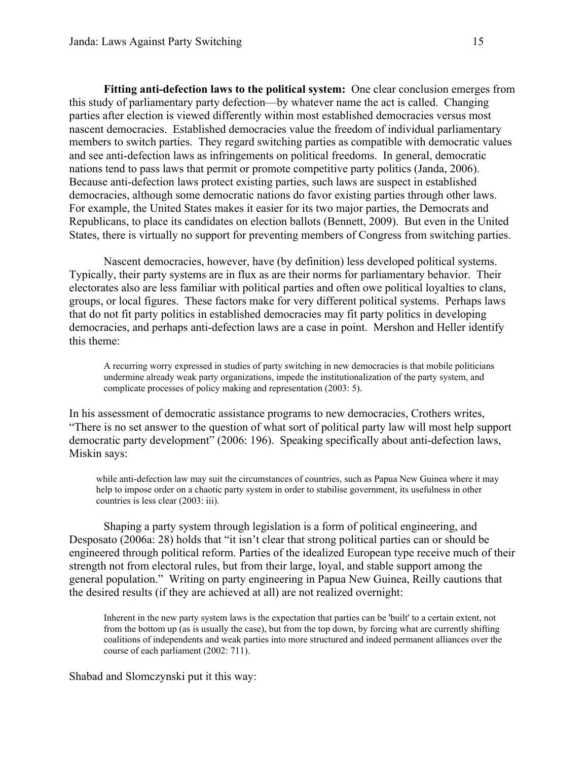**Fitting anti-defection laws to the political system:** One clear conclusion emerges from this study of parliamentary party defection—by whatever name the act is called. Changing parties after election is viewed differently within most established democracies versus most nascent democracies. Established democracies value the freedom of individual parliamentary members to switch parties. They regard switching parties as compatible with democratic values and see anti-defection laws as infringements on political freedoms. In general, democratic nations tend to pass laws that permit or promote competitive party politics (Janda, 2006). Because anti-defection laws protect existing parties, such laws are suspect in established democracies, although some democratic nations do favor existing parties through other laws. For example, the United States makes it easier for its two major parties, the Democrats and Republicans, to place its candidates on election ballots (Bennett, 2009). But even in the United States, there is virtually no support for preventing members of Congress from switching parties.

Nascent democracies, however, have (by definition) less developed political systems. Typically, their party systems are in flux as are their norms for parliamentary behavior. Their electorates also are less familiar with political parties and often owe political loyalties to clans, groups, or local figures. These factors make for very different political systems. Perhaps laws that do not fit party politics in established democracies may fit party politics in developing democracies, and perhaps anti-defection laws are a case in point. Mershon and Heller identify this theme:

> A recurring worry expressed in studies of party switching in new democracies is that mobile politicians undermine already weak party organizations, impede the institutionalization of the party system, and complicate processes of policy making and representation (2003: 5).

In his assessment of democratic assistance programs to new democracies, Crothers writes, "There is no set answer to the question of what sort of political party law will most help support democratic party development" (2006: 196). Speaking specifically about anti-defection laws, Miskin says:

> while anti-defection law may suit the circumstances of countries, such as Papua New Guinea where it may help to impose order on a chaotic party system in order to stabilise government, its usefulness in other countries is less clear (2003: iii).

Shaping a party system through legislation is a form of political engineering, and Desposato (2006a: 28) holds that "it isn't clear that strong political parties can or should be engineered through political reform. Parties of the idealized European type receive much of their strength not from electoral rules, but from their large, loyal, and stable support among the general population." Writing on party engineering in Papua New Guinea, Reilly cautions that the desired results (if they are achieved at all) are not realized overnight:

> Inherent in the new party system laws is the expectation that parties can be 'built' to a certain extent, not from the bottom up (as is usually the case), but from the top down, by forcing what are currently shifting coalitions of independents and weak parties into more structured and indeed permanent alliances over the course of each parliament (2002: 711).

Shabad and Slomczynski put it this way: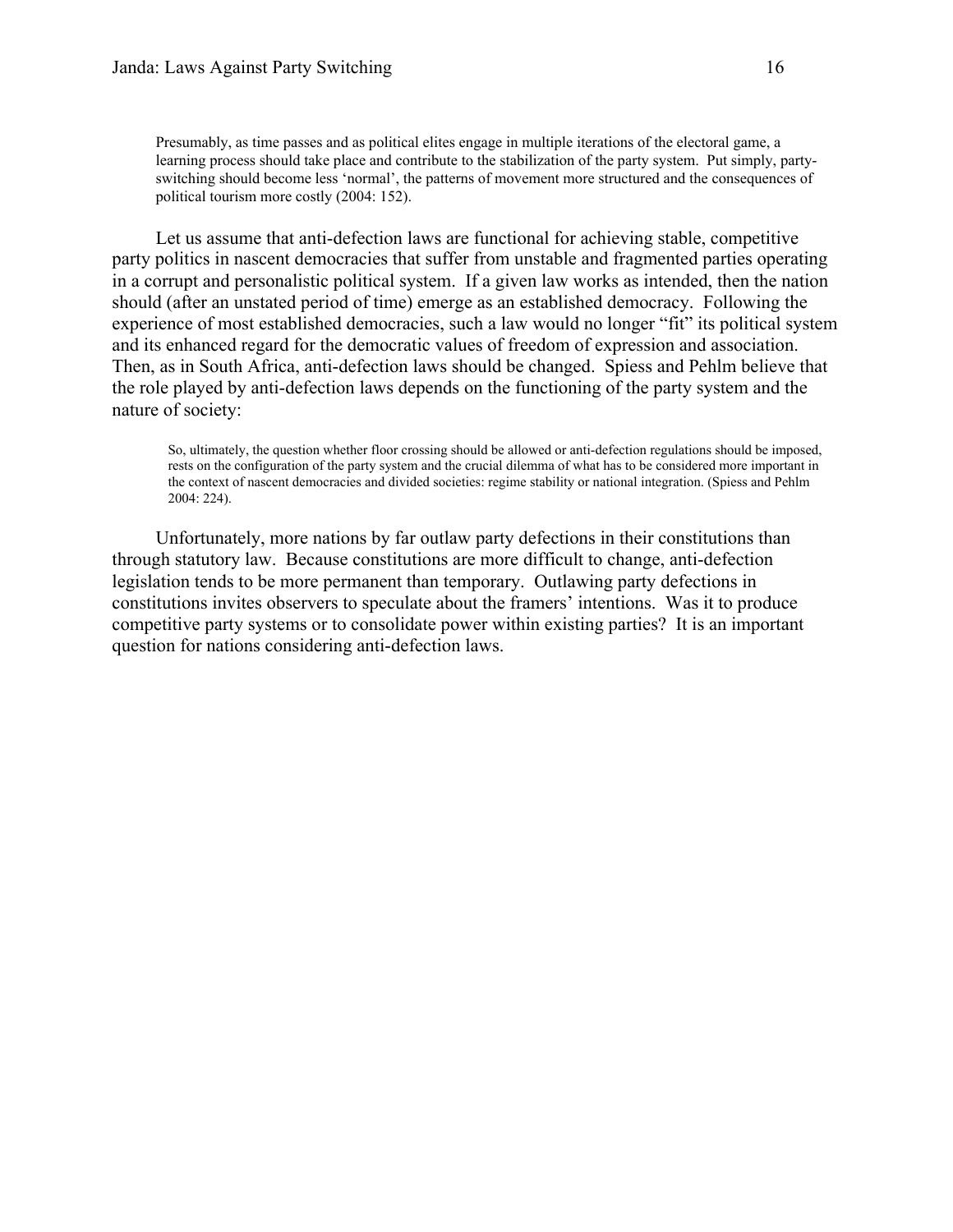> Presumably, as time passes and as political elites engage in multiple iterations of the electoral game, a learning process should take place and contribute to the stabilization of the party system. Put simply, party-switching should become less 'normal', the patterns of movement more structured and the consequences of political tourism more costly (2004: 152).

Let us assume that anti-defection laws are functional for achieving stable, competitive party politics in nascent democracies that suffer from unstable and fragmented parties operating in a corrupt and personalistic political system. If a given law works as intended, then the nation should (after an unstated period of time) emerge as an established democracy. Following the experience of most established democracies, such a law would no longer "fit" its political system and its enhanced regard for the democratic values of freedom of expression and association. Then, as in South Africa, anti-defection laws should be changed. Spiess and Pehlm believe that the role played by anti-defection laws depends on the functioning of the party system and the nature of society:

> So, ultimately, the question whether floor crossing should be allowed or anti-defection regulations should be imposed, rests on the configuration of the party system and the crucial dilemma of what has to be considered more important in the context of nascent democracies and divided societies: regime stability or national integration. (Spiess and Pehlm 2004: 224).

Unfortunately, more nations by far outlaw party defections in their constitutions than through statutory law. Because constitutions are more difficult to change, anti-defection legislation tends to be more permanent than temporary. Outlawing party defections in constitutions invites observers to speculate about the framers' intentions. Was it to produce competitive party systems or to consolidate power within existing parties? It is an important question for nations considering anti-defection laws.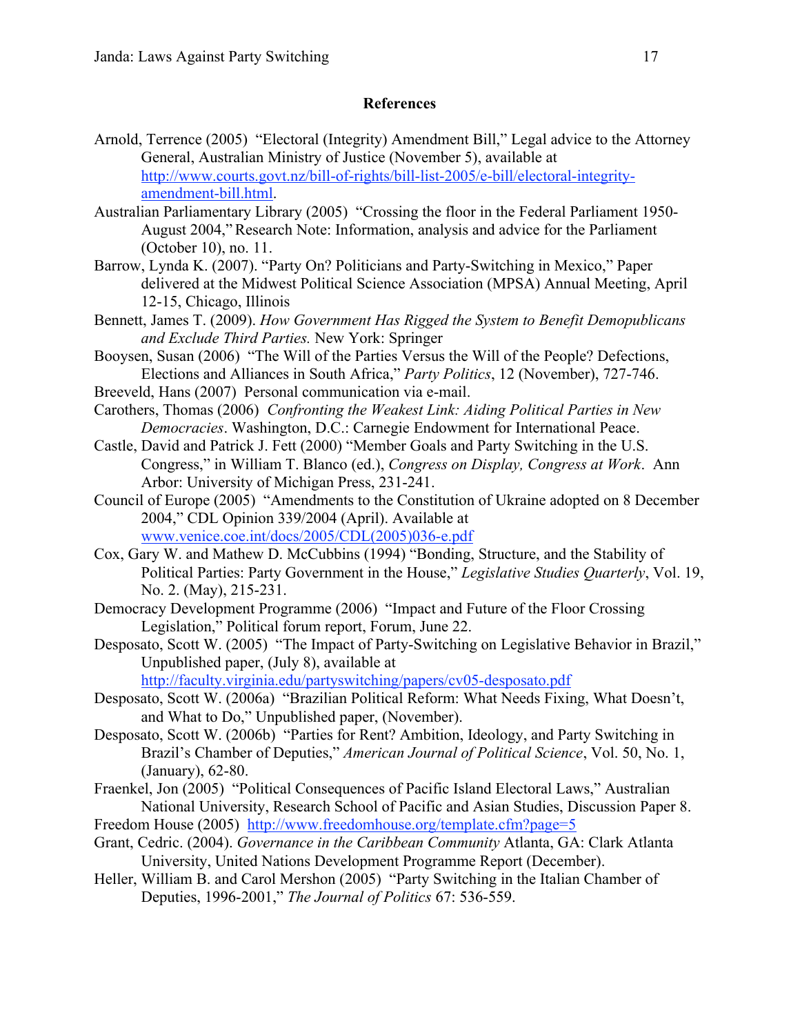## References

Arnold, Terrence (2005) "Electoral (Integrity) Amendment Bill," Legal advice to the Attorney General, Australian Ministry of Justice (November 5), available at http://www.courts.govt.nz/bill-of-rights/bill-list-2005/e-bill/electoral-integrity-amendment-bill.html.

Australian Parliamentary Library (2005) "Crossing the floor in the Federal Parliament 1950-August 2004," Research Note: Information, analysis and advice for the Parliament (October 10), no. 11.

Barrow, Lynda K. (2007). "Party On? Politicians and Party-Switching in Mexico," Paper delivered at the Midwest Political Science Association (MPSA) Annual Meeting, April 12-15, Chicago, Illinois

Bennett, James T. (2009). *How Government Has Rigged the System to Benefit Demopublicans and Exclude Third Parties.* New York: Springer

Booysen, Susan (2006) "The Will of the Parties Versus the Will of the People? Defections, Elections and Alliances in South Africa," *Party Politics*, 12 (November), 727-746.

Breeveld, Hans (2007) Personal communication via e-mail.

Carothers, Thomas (2006) *Confronting the Weakest Link: Aiding Political Parties in New Democracies*. Washington, D.C.: Carnegie Endowment for International Peace.

Castle, David and Patrick J. Fett (2000) "Member Goals and Party Switching in the U.S. Congress," in William T. Blanco (ed.), *Congress on Display, Congress at Work*. Ann Arbor: University of Michigan Press, 231-241.

Council of Europe (2005) "Amendments to the Constitution of Ukraine adopted on 8 December 2004," CDL Opinion 339/2004 (April). Available at www.venice.coe.int/docs/2005/CDL(2005)036-e.pdf

Cox, Gary W. and Mathew D. McCubbins (1994) "Bonding, Structure, and the Stability of Political Parties: Party Government in the House," *Legislative Studies Quarterly*, Vol. 19, No. 2. (May), 215-231.

Democracy Development Programme (2006) "Impact and Future of the Floor Crossing Legislation," Political forum report, Forum, June 22.

Desposato, Scott W. (2005) "The Impact of Party-Switching on Legislative Behavior in Brazil," Unpublished paper, (July 8), available at http://faculty.virginia.edu/partyswitching/papers/cv05-desposato.pdf

Desposato, Scott W. (2006a) "Brazilian Political Reform: What Needs Fixing, What Doesn't, and What to Do," Unpublished paper, (November).

Desposato, Scott W. (2006b) "Parties for Rent? Ambition, Ideology, and Party Switching in Brazil's Chamber of Deputies," *American Journal of Political Science*, Vol. 50, No. 1, (January), 62-80.

Fraenkel, Jon (2005) "Political Consequences of Pacific Island Electoral Laws," Australian National University, Research School of Pacific and Asian Studies, Discussion Paper 8.

Freedom House (2005) http://www.freedomhouse.org/template.cfm?page=5

Grant, Cedric. (2004). *Governance in the Caribbean Community* Atlanta, GA: Clark Atlanta University, United Nations Development Programme Report (December).

Heller, William B. and Carol Mershon (2005) "Party Switching in the Italian Chamber of Deputies, 1996-2001," *The Journal of Politics* 67: 536-559.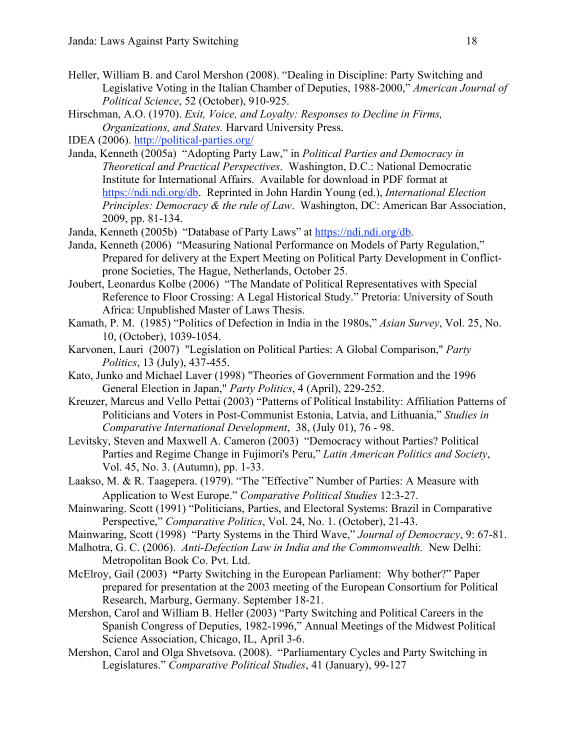Heller, William B. and Carol Mershon (2008). "Dealing in Discipline: Party Switching and Legislative Voting in the Italian Chamber of Deputies, 1988-2000," *American Journal of Political Science*, 52 (October), 910-925.

Hirschman, A.O. (1970). *Exit, Voice, and Loyalty: Responses to Decline in Firms, Organizations, and States.* Harvard University Press.

IDEA (2006). http://political-parties.org/

Janda, Kenneth (2005a) "Adopting Party Law," in *Political Parties and Democracy in Theoretical and Practical Perspectives*. Washington, D.C.: National Democratic Institute for International Affairs. Available for download in PDF format at https://ndi.ndi.org/db. Reprinted in John Hardin Young (ed.), *International Election Principles: Democracy & the rule of Law*. Washington, DC: American Bar Association, 2009, pp. 81-134.

Janda, Kenneth (2005b) "Database of Party Laws" at https://ndi.ndi.org/db.

Janda, Kenneth (2006) "Measuring National Performance on Models of Party Regulation," Prepared for delivery at the Expert Meeting on Political Party Development in Conflict-prone Societies, The Hague, Netherlands, October 25.

Joubert, Leonardus Kolbe (2006) "The Mandate of Political Representatives with Special Reference to Floor Crossing: A Legal Historical Study." Pretoria: University of South Africa: Unpublished Master of Laws Thesis.

Kamath, P. M. (1985) "Politics of Defection in India in the 1980s," *Asian Survey*, Vol. 25, No. 10, (October), 1039-1054.

Karvonen, Lauri (2007) "Legislation on Political Parties: A Global Comparison," *Party Politics*, 13 (July), 437-455.

Kato, Junko and Michael Laver (1998) "Theories of Government Formation and the 1996 General Election in Japan," *Party Politics*, 4 (April), 229-252.

Kreuzer, Marcus and Vello Pettai (2003) "Patterns of Political Instability: Affiliation Patterns of Politicians and Voters in Post-Communist Estonia, Latvia, and Lithuania," *Studies in Comparative International Development*, 38, (July 01), 76 - 98.

Levitsky, Steven and Maxwell A. Cameron (2003) "Democracy without Parties? Political Parties and Regime Change in Fujimori's Peru," *Latin American Politics and Society*, Vol. 45, No. 3. (Autumn), pp. 1-33.

Laakso, M. & R. Taagepera. (1979). "The "Effective" Number of Parties: A Measure with Application to West Europe." *Comparative Political Studies* 12:3-27.

Mainwaring. Scott (1991) "Politicians, Parties, and Electoral Systems: Brazil in Comparative Perspective," *Comparative Politics*, Vol. 24, No. 1. (October), 21-43.

Mainwaring, Scott (1998) "Party Systems in the Third Wave," *Journal of Democracy*, 9: 67-81.

Malhotra, G. C. (2006). *Anti-Defection Law in India and the Commonwealth.* New Delhi: Metropolitan Book Co. Pvt. Ltd.

McElroy, Gail (2003) **"**Party Switching in the European Parliament: Why bother?" Paper prepared for presentation at the 2003 meeting of the European Consortium for Political Research, Marburg, Germany. September 18-21.

Mershon, Carol and William B. Heller (2003) "Party Switching and Political Careers in the Spanish Congress of Deputies, 1982-1996," Annual Meetings of the Midwest Political Science Association, Chicago, IL, April 3-6.

Mershon, Carol and Olga Shvetsova. (2008). "Parliamentary Cycles and Party Switching in Legislatures." *Comparative Political Studies*, 41 (January), 99-127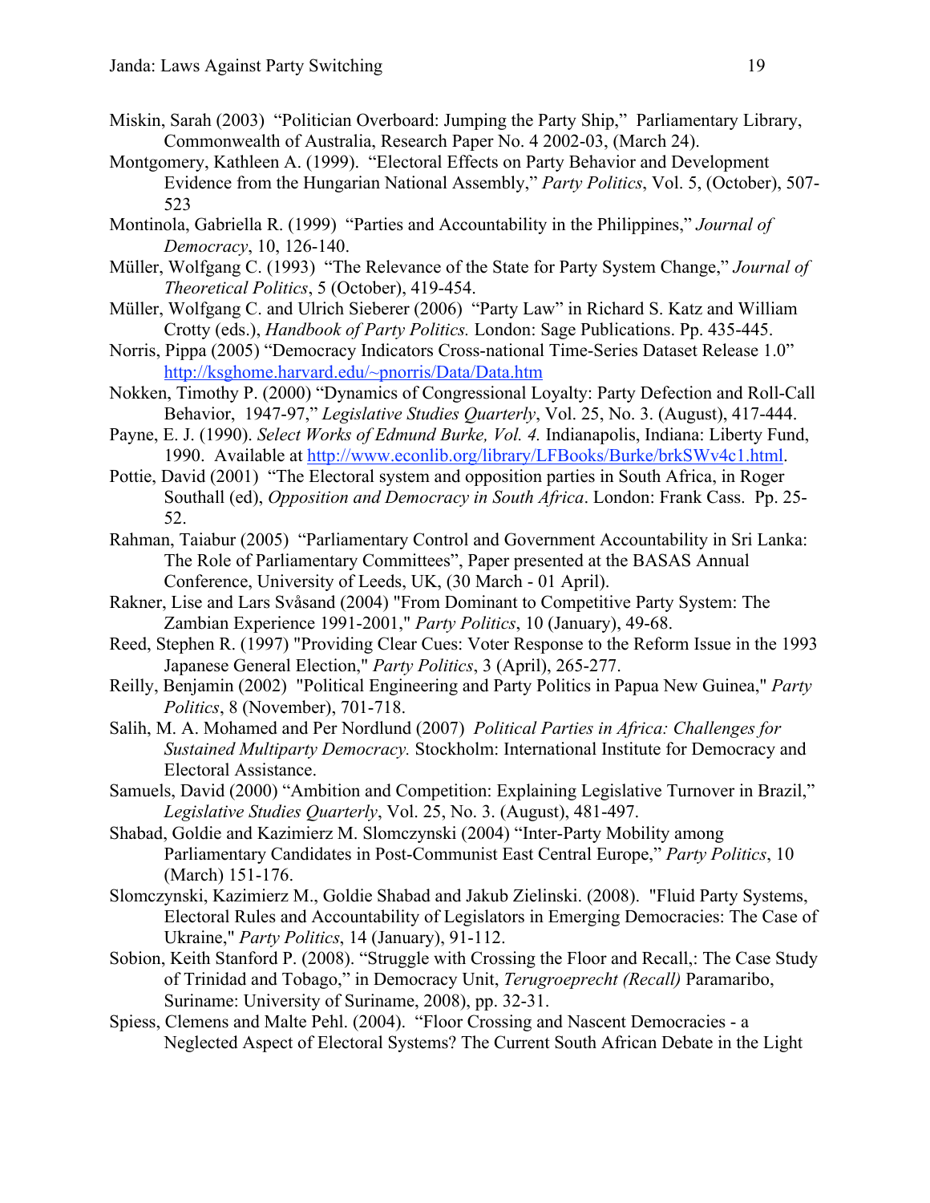Miskin, Sarah (2003) "Politician Overboard: Jumping the Party Ship," Parliamentary Library, Commonwealth of Australia, Research Paper No. 4 2002-03, (March 24).

Montgomery, Kathleen A. (1999). "Electoral Effects on Party Behavior and Development Evidence from the Hungarian National Assembly," *Party Politics*, Vol. 5, (October), 507-523

Montinola, Gabriella R. (1999) "Parties and Accountability in the Philippines," *Journal of Democracy*, 10, 126-140.

Müller, Wolfgang C. (1993) "The Relevance of the State for Party System Change," *Journal of Theoretical Politics*, 5 (October), 419-454.

Müller, Wolfgang C. and Ulrich Sieberer (2006) "Party Law" in Richard S. Katz and William Crotty (eds.), *Handbook of Party Politics.* London: Sage Publications. Pp. 435-445.

Norris, Pippa (2005) "Democracy Indicators Cross-national Time-Series Dataset Release 1.0" http://ksghome.harvard.edu/~pnorris/Data/Data.htm

Nokken, Timothy P. (2000) "Dynamics of Congressional Loyalty: Party Defection and Roll-Call Behavior, 1947-97," *Legislative Studies Quarterly*, Vol. 25, No. 3. (August), 417-444.

Payne, E. J. (1990). *Select Works of Edmund Burke, Vol. 4.* Indianapolis, Indiana: Liberty Fund, 1990. Available at http://www.econlib.org/library/LFBooks/Burke/brkSWv4c1.html.

Pottie, David (2001) "The Electoral system and opposition parties in South Africa, in Roger Southall (ed), *Opposition and Democracy in South Africa*. London: Frank Cass. Pp. 25-52.

Rahman, Taiabur (2005) "Parliamentary Control and Government Accountability in Sri Lanka: The Role of Parliamentary Committees", Paper presented at the BASAS Annual Conference, University of Leeds, UK, (30 March - 01 April).

Rakner, Lise and Lars Svåsand (2004) "From Dominant to Competitive Party System: The Zambian Experience 1991-2001," *Party Politics*, 10 (January), 49-68.

Reed, Stephen R. (1997) "Providing Clear Cues: Voter Response to the Reform Issue in the 1993 Japanese General Election," *Party Politics*, 3 (April), 265-277.

Reilly, Benjamin (2002) "Political Engineering and Party Politics in Papua New Guinea," *Party Politics*, 8 (November), 701-718.

Salih, M. A. Mohamed and Per Nordlund (2007) *Political Parties in Africa: Challenges for Sustained Multiparty Democracy.* Stockholm: International Institute for Democracy and Electoral Assistance.

Samuels, David (2000) "Ambition and Competition: Explaining Legislative Turnover in Brazil," *Legislative Studies Quarterly*, Vol. 25, No. 3. (August), 481-497.

Shabad, Goldie and Kazimierz M. Slomczynski (2004) "Inter-Party Mobility among Parliamentary Candidates in Post-Communist East Central Europe," *Party Politics*, 10 (March) 151-176.

Slomczynski, Kazimierz M., Goldie Shabad and Jakub Zielinski. (2008). "Fluid Party Systems, Electoral Rules and Accountability of Legislators in Emerging Democracies: The Case of Ukraine," *Party Politics*, 14 (January), 91-112.

Sobion, Keith Stanford P. (2008). "Struggle with Crossing the Floor and Recall,: The Case Study of Trinidad and Tobago," in Democracy Unit, *Terugroeprecht (Recall)* Paramaribo, Suriname: University of Suriname, 2008), pp. 32-31.

Spiess, Clemens and Malte Pehl. (2004). "Floor Crossing and Nascent Democracies - a Neglected Aspect of Electoral Systems? The Current South African Debate in the Light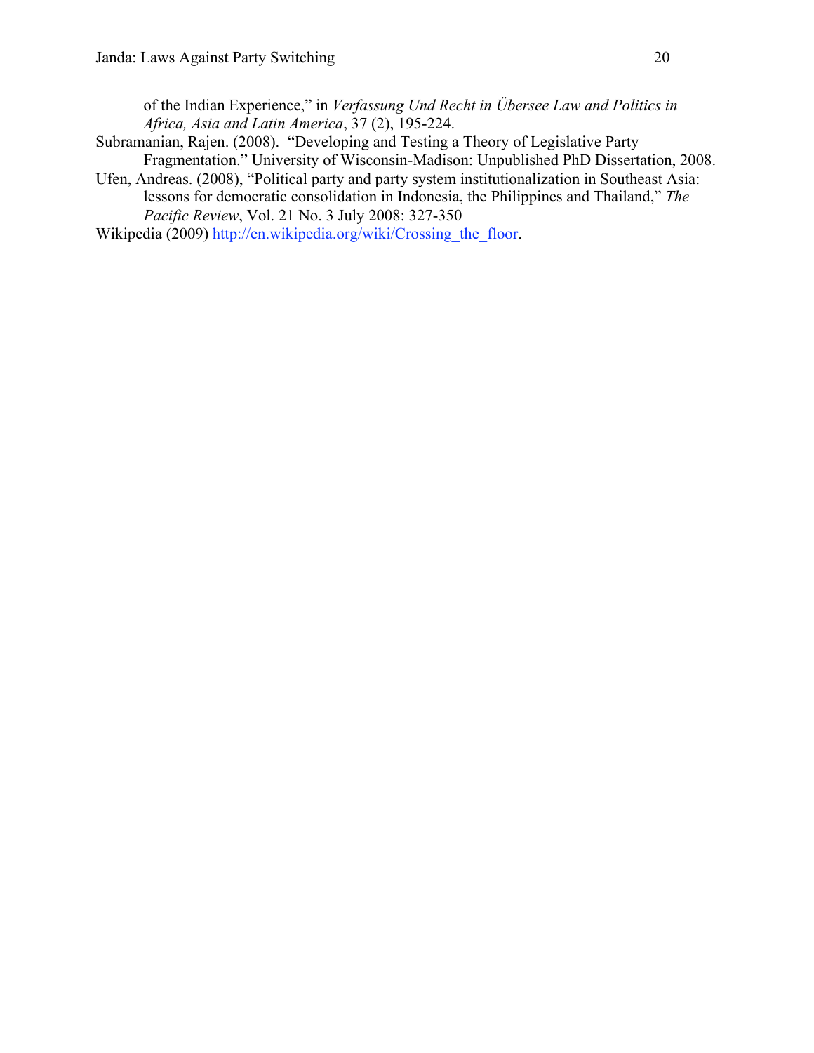of the Indian Experience," in *Verfassung Und Recht in Übersee Law and Politics in Africa, Asia and Latin America*, 37 (2), 195-224.

Subramanian, Rajen. (2008). "Developing and Testing a Theory of Legislative Party Fragmentation." University of Wisconsin-Madison: Unpublished PhD Dissertation, 2008.

Ufen, Andreas. (2008), "Political party and party system institutionalization in Southeast Asia: lessons for democratic consolidation in Indonesia, the Philippines and Thailand," *The Pacific Review*, Vol. 21 No. 3 July 2008: 327-350

Wikipedia (2009) http://en.wikipedia.org/wiki/Crossing_the_floor.